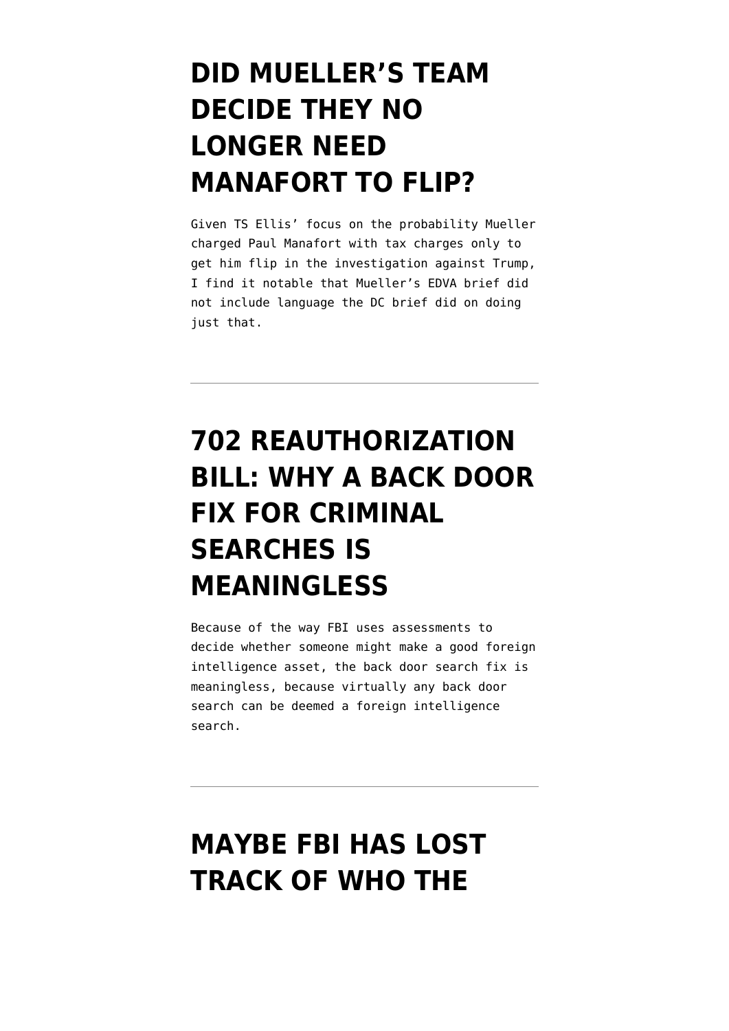# DID MUELLER'S TEAM DECIDE THEY NO LONGER NEED MANAFORT TO FLIP?

Given TS Ellis' focus on the probability Mueller charged Paul Manafort with tax charges only to get him flip in the investigation against Trump, I find it notable that Mueller's EDVA brief did not include language the DC brief did on doing just that.

---

# 702 REAUTHORIZATION BILL: WHY A BACK DOOR FIX FOR CRIMINAL SEARCHES IS MEANINGLESS

Because of the way FBI uses assessments to decide whether someone might make a good foreign intelligence asset, the back door search fix is meaningless, because virtually any back door search can be deemed a foreign intelligence search.

---

# MAYBE FBI HAS LOST TRACK OF WHO THE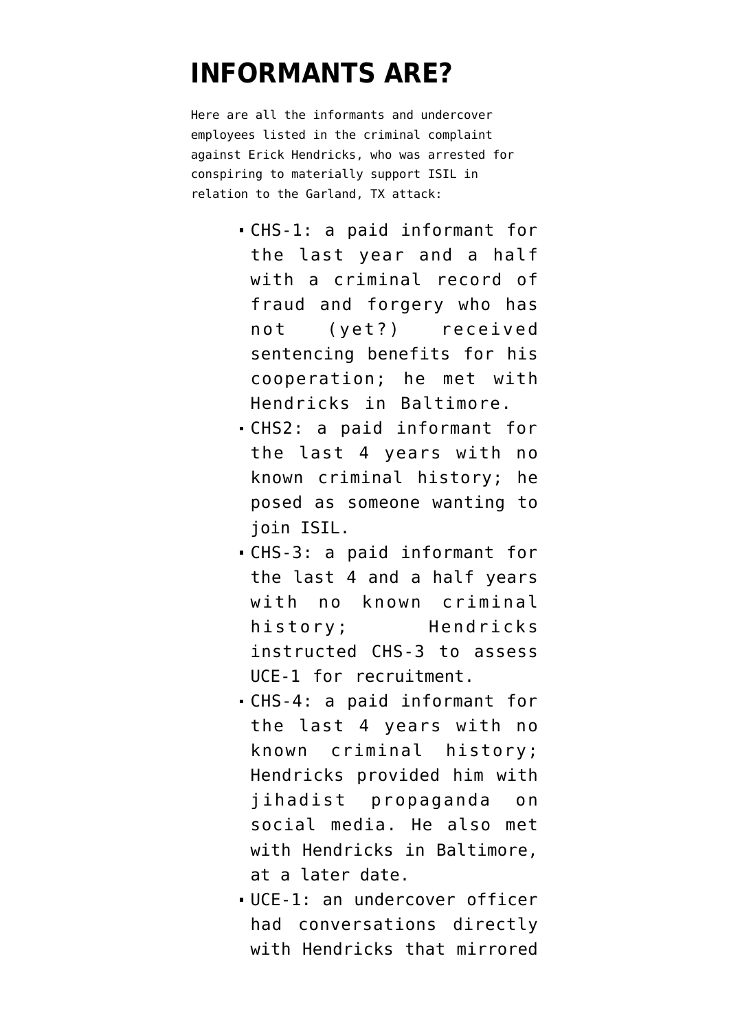# INFORMANTS ARE?

Here are all the informants and undercover employees listed in the criminal complaint against Erick Hendricks, who was arrested for conspiring to materially support ISIL in relation to the Garland, TX attack:

- CHS-1: a paid informant for the last year and a half with a criminal record of fraud and forgery who has not (yet?) received sentencing benefits for his cooperation; he met with Hendricks in Baltimore.
- CHS2: a paid informant for the last 4 years with no known criminal history; he posed as someone wanting to join ISIL.
- CHS-3: a paid informant for the last 4 and a half years with no known criminal history; Hendricks instructed CHS-3 to assess UCE-1 for recruitment.
- CHS-4: a paid informant for the last 4 years with no known criminal history; Hendricks provided him with jihadist propaganda on social media. He also met with Hendricks in Baltimore, at a later date.
- UCE-1: an undercover officer had conversations directly with Hendricks that mirrored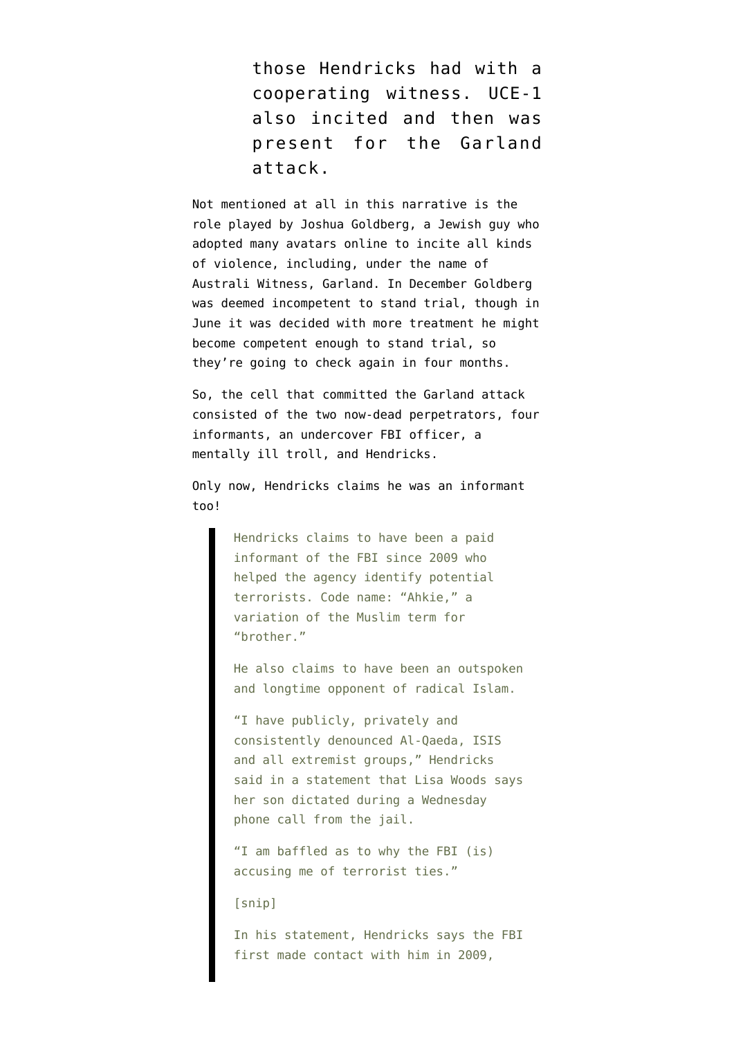> those Hendricks had with a cooperating witness. UCE-1 also incited and then was present for the Garland attack.

Not mentioned at all in this narrative is the role played by Joshua Goldberg, a Jewish guy who adopted many avatars online to incite all kinds of violence, including, under the name of Australi Witness, Garland. In December Goldberg was deemed incompetent to stand trial, though in June it was decided with more treatment he might become competent enough to stand trial, so they're going to check again in four months.

So, the cell that committed the Garland attack consisted of the two now-dead perpetrators, four informants, an undercover FBI officer, a mentally ill troll, and Hendricks.

Only now, Hendricks claims he was an informant too!

> Hendricks claims to have been a paid informant of the FBI since 2009 who helped the agency identify potential terrorists. Code name: "Ahkie," a variation of the Muslim term for "brother."
>
> He also claims to have been an outspoken and longtime opponent of radical Islam.
>
> "I have publicly, privately and consistently denounced Al-Qaeda, ISIS and all extremist groups," Hendricks said in a statement that Lisa Woods says her son dictated during a Wednesday phone call from the jail.
>
> "I am baffled as to why the FBI (is) accusing me of terrorist ties."
>
> [snip]
>
> In his statement, Hendricks says the FBI first made contact with him in 2009,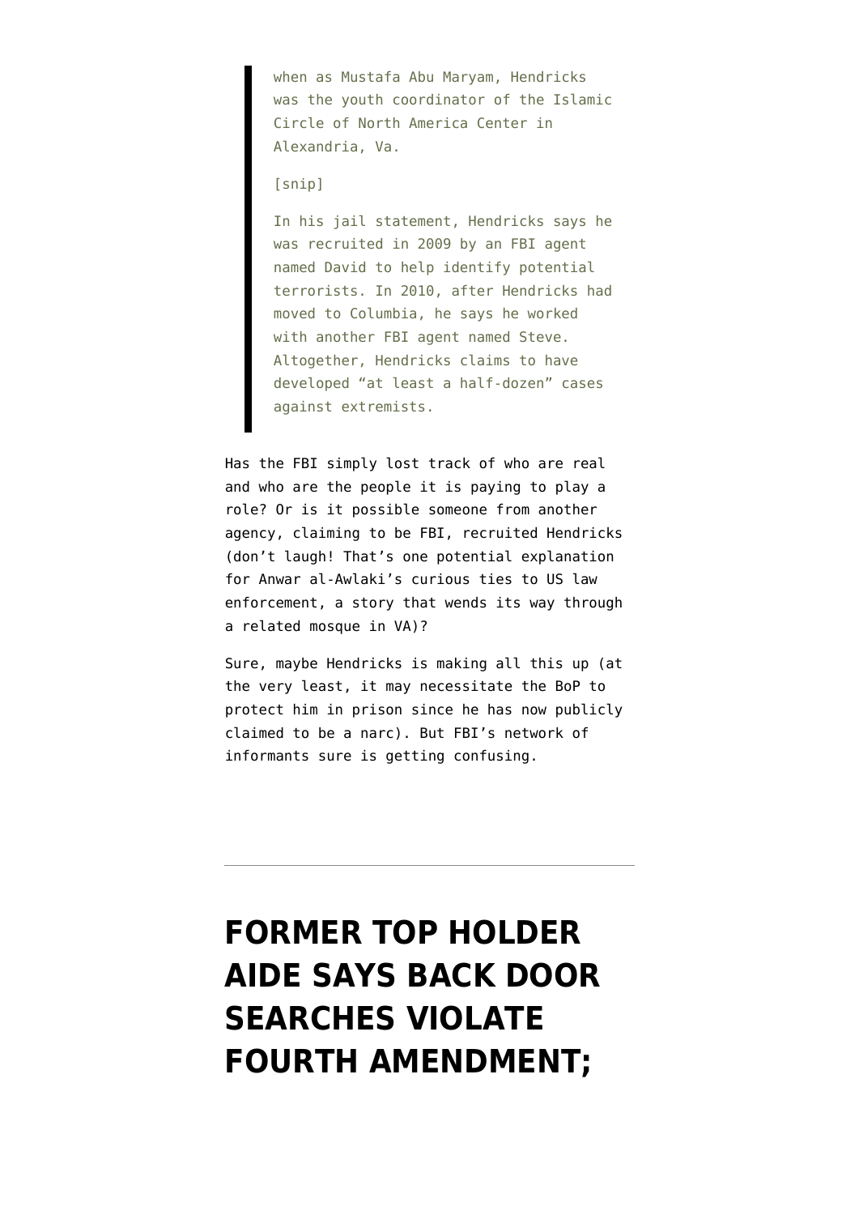> when as Mustafa Abu Maryam, Hendricks was the youth coordinator of the Islamic Circle of North America Center in Alexandria, Va.
>
> [snip]
>
> In his jail statement, Hendricks says he was recruited in 2009 by an FBI agent named David to help identify potential terrorists. In 2010, after Hendricks had moved to Columbia, he says he worked with another FBI agent named Steve. Altogether, Hendricks claims to have developed "at least a half-dozen" cases against extremists.

Has the FBI simply lost track of who are real and who are the people it is paying to play a role? Or is it possible someone from another agency, claiming to be FBI, recruited Hendricks (don't laugh! That's one potential explanation for Anwar al-Awlaki's curious ties to US law enforcement, a story that wends its way through a related mosque in VA)?

Sure, maybe Hendricks is making all this up (at the very least, it may necessitate the BoP to protect him in prison since he has now publicly claimed to be a narc). But FBI's network of informants sure is getting confusing.

---

# FORMER TOP HOLDER AIDE SAYS BACK DOOR SEARCHES VIOLATE FOURTH AMENDMENT;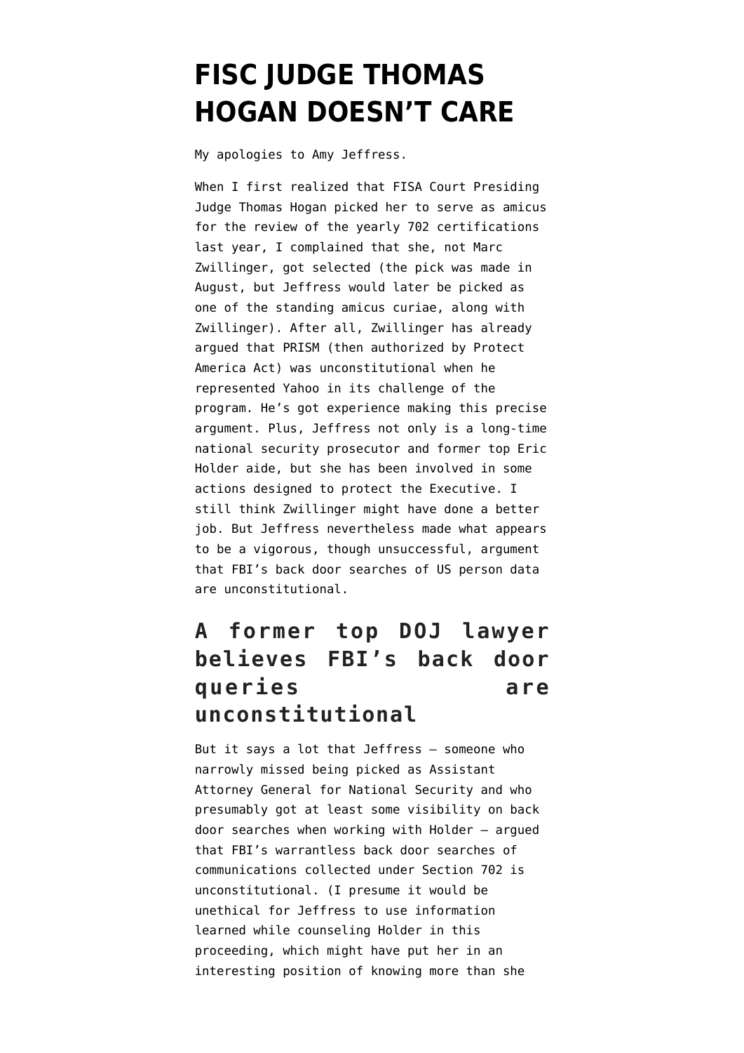# FISC JUDGE THOMAS HOGAN DOESN'T CARE

My apologies to Amy Jeffress.

When I first realized that FISA Court Presiding Judge Thomas Hogan picked her to serve as amicus for the review of the yearly 702 certifications last year, I complained that she, not Marc Zwillinger, got selected (the pick was made in August, but Jeffress would later be picked as one of the standing amicus curiae, along with Zwillinger). After all, Zwillinger has already argued that PRISM (then authorized by Protect America Act) was unconstitutional when he represented Yahoo in its challenge of the program. He's got experience making this precise argument. Plus, Jeffress not only is a long-time national security prosecutor and former top Eric Holder aide, but she has been involved in some actions designed to protect the Executive. I still think Zwillinger might have done a better job. But Jeffress nevertheless made what appears to be a vigorous, though unsuccessful, argument that FBI's back door searches of US person data are unconstitutional.

## A former top DOJ lawyer believes FBI's back door queries are unconstitutional

But it says a lot that Jeffress — someone who narrowly missed being picked as Assistant Attorney General for National Security and who presumably got at least some visibility on back door searches when working with Holder — argued that FBI's warrantless back door searches of communications collected under Section 702 is unconstitutional. (I presume it would be unethical for Jeffress to use information learned while counseling Holder in this proceeding, which might have put her in an interesting position of knowing more than she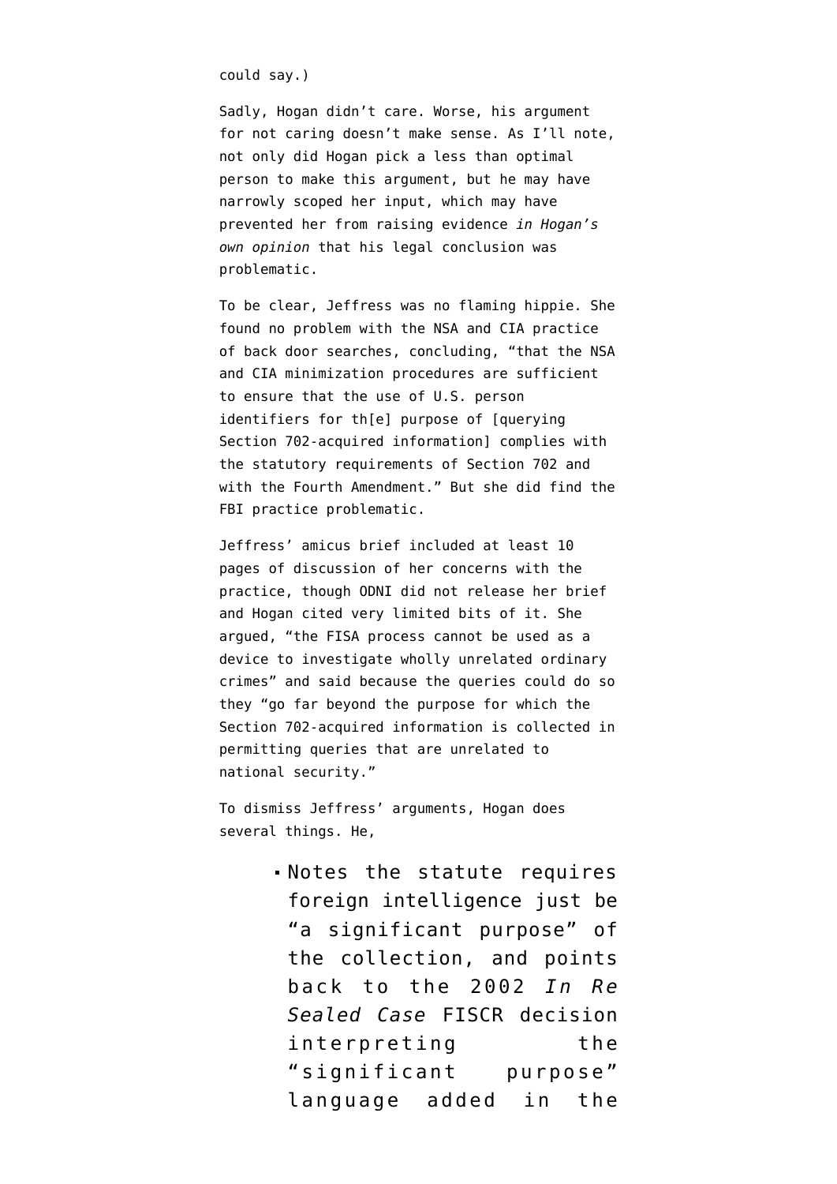could say.)

Sadly, Hogan didn't care. Worse, his argument for not caring doesn't make sense. As I'll note, not only did Hogan pick a less than optimal person to make this argument, but he may have narrowly scoped her input, which may have prevented her from raising evidence *in Hogan's own opinion* that his legal conclusion was problematic.

To be clear, Jeffress was no flaming hippie. She found no problem with the NSA and CIA practice of back door searches, concluding, "that the NSA and CIA minimization procedures are sufficient to ensure that the use of U.S. person identifiers for th[e] purpose of [querying Section 702-acquired information] complies with the statutory requirements of Section 702 and with the Fourth Amendment." But she did find the FBI practice problematic.

Jeffress' amicus brief included at least 10 pages of discussion of her concerns with the practice, though ODNI did not release her brief and Hogan cited very limited bits of it. She argued, "the FISA process cannot be used as a device to investigate wholly unrelated ordinary crimes" and said because the queries could do so they "go far beyond the purpose for which the Section 702-acquired information is collected in permitting queries that are unrelated to national security."

To dismiss Jeffress' arguments, Hogan does several things. He,

- Notes the statute requires foreign intelligence just be "a significant purpose" of the collection, and points back to the 2002 *In Re Sealed Case* FISCR decision interpreting the "significant purpose" language added in the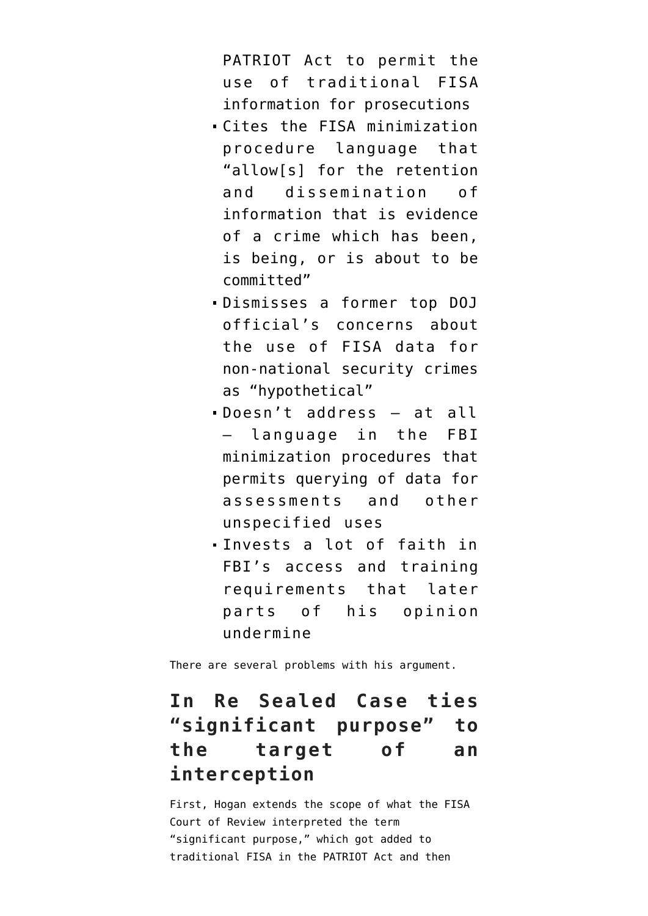PATRIOT Act to permit the use of traditional FISA information for prosecutions

- Cites the FISA minimization procedure language that "allow[s] for the retention and dissemination of information that is evidence of a crime which has been, is being, or is about to be committed"
- Dismisses a former top DOJ official's concerns about the use of FISA data for non-national security crimes as "hypothetical"
- Doesn't address — at all — language in the FBI minimization procedures that permits querying of data for assessments and other unspecified uses
- Invests a lot of faith in FBI's access and training requirements that later parts of his opinion undermine

There are several problems with his argument.

## In Re Sealed Case ties "significant purpose" to the target of an interception

First, Hogan extends the scope of what the FISA Court of Review interpreted the term "significant purpose," which got added to traditional FISA in the PATRIOT Act and then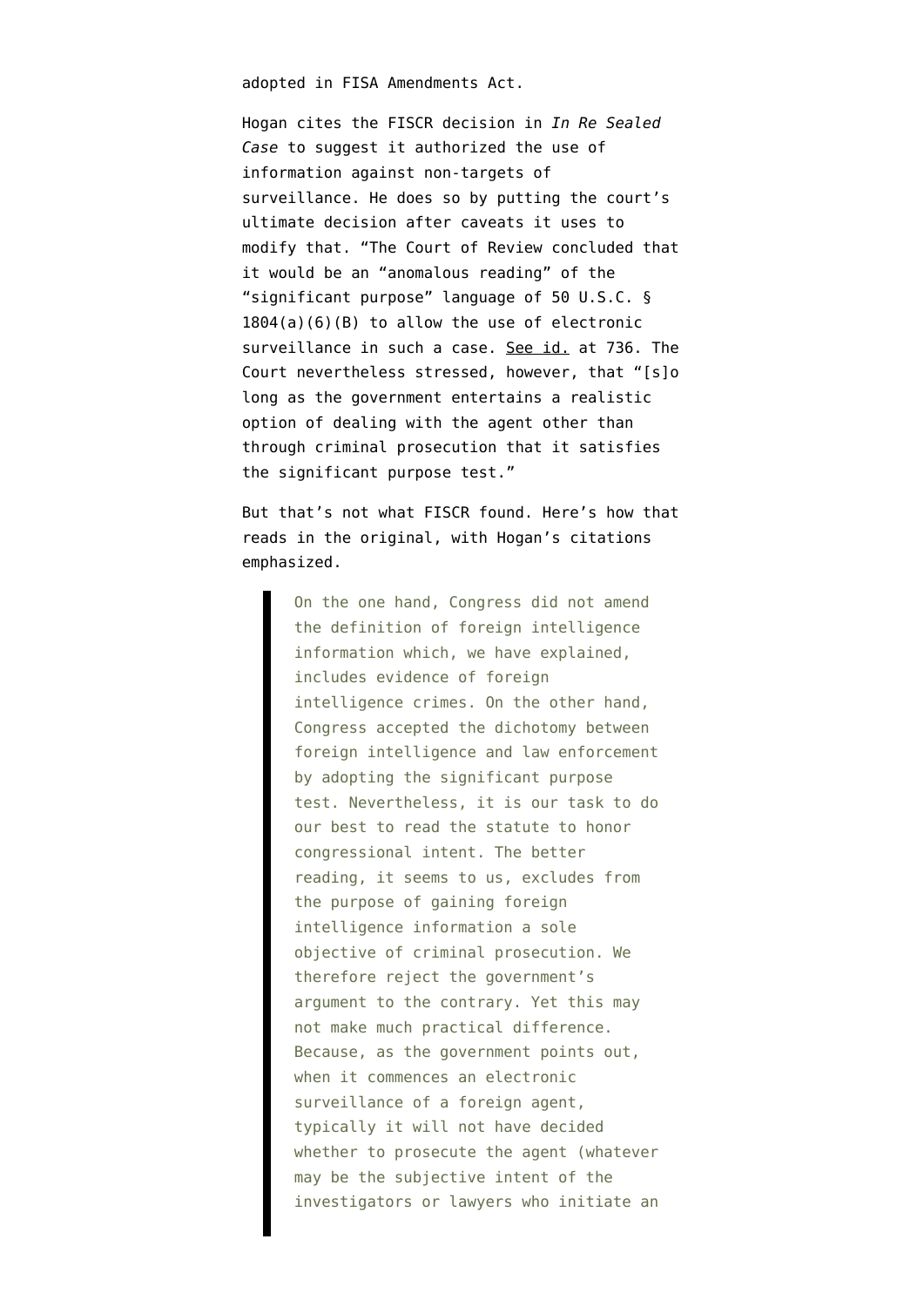adopted in FISA Amendments Act.

Hogan cites the FISCR decision in *In Re Sealed Case* to suggest it authorized the use of information against non-targets of surveillance. He does so by putting the court's ultimate decision after caveats it uses to modify that. "The Court of Review concluded that it would be an "anomalous reading" of the "significant purpose" language of 50 U.S.C. § 1804(a)(6)(B) to allow the use of electronic surveillance in such a case. See id. at 736. The Court nevertheless stressed, however, that "[s]o long as the government entertains a realistic option of dealing with the agent other than through criminal prosecution that it satisfies the significant purpose test."

But that's not what FISCR found. Here's how that reads in the original, with Hogan's citations emphasized.

> On the one hand, Congress did not amend the definition of foreign intelligence information which, we have explained, includes evidence of foreign intelligence crimes. On the other hand, Congress accepted the dichotomy between foreign intelligence and law enforcement by adopting the significant purpose test. Nevertheless, it is our task to do our best to read the statute to honor congressional intent. The better reading, it seems to us, excludes from the purpose of gaining foreign intelligence information a sole objective of criminal prosecution. We therefore reject the government's argument to the contrary. Yet this may not make much practical difference. Because, as the government points out, when it commences an electronic surveillance of a foreign agent, typically it will not have decided whether to prosecute the agent (whatever may be the subjective intent of the investigators or lawyers who initiate an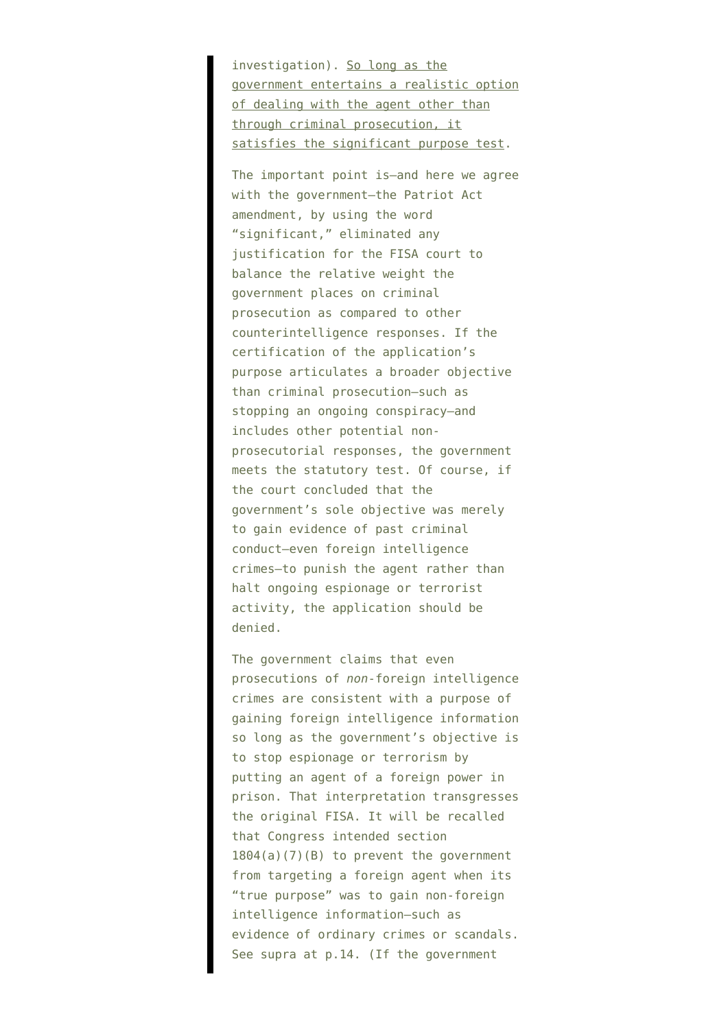> investigation). <u>So long as the government entertains a realistic option of dealing with the agent other than through criminal prosecution, it satisfies the significant purpose test</u>.
>
> The important point is—and here we agree with the government—the Patriot Act amendment, by using the word "significant," eliminated any justification for the FISA court to balance the relative weight the government places on criminal prosecution as compared to other counterintelligence responses. If the certification of the application's purpose articulates a broader objective than criminal prosecution—such as stopping an ongoing conspiracy—and includes other potential non-prosecutorial responses, the government meets the statutory test. Of course, if the court concluded that the government's sole objective was merely to gain evidence of past criminal conduct—even foreign intelligence crimes—to punish the agent rather than halt ongoing espionage or terrorist activity, the application should be denied.
>
> The government claims that even prosecutions of *non*-foreign intelligence crimes are consistent with a purpose of gaining foreign intelligence information so long as the government's objective is to stop espionage or terrorism by putting an agent of a foreign power in prison. That interpretation transgresses the original FISA. It will be recalled that Congress intended section 1804(a)(7)(B) to prevent the government from targeting a foreign agent when its "true purpose" was to gain non-foreign intelligence information—such as evidence of ordinary crimes or scandals. See supra at p.14. (If the government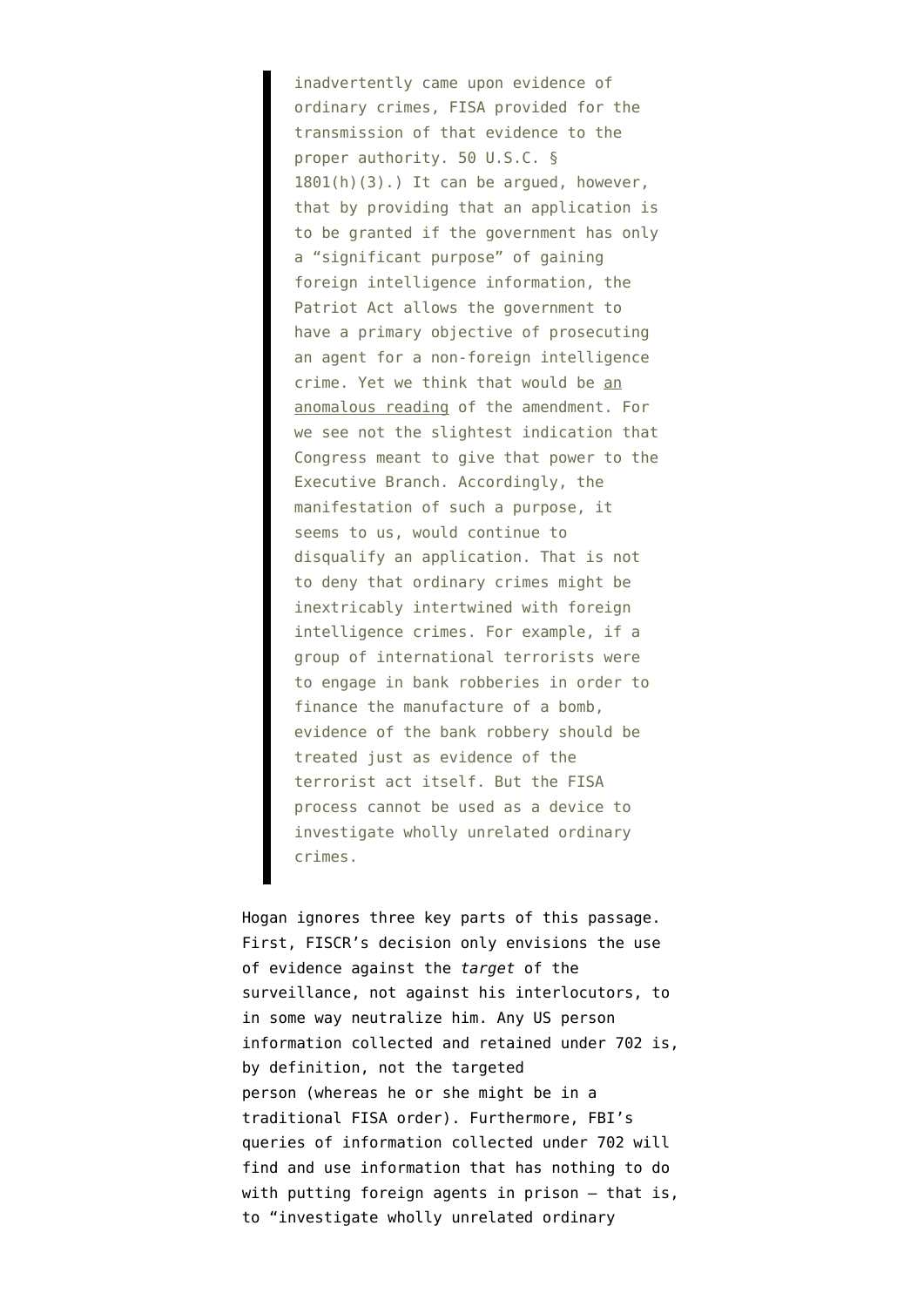> inadvertently came upon evidence of ordinary crimes, FISA provided for the transmission of that evidence to the proper authority. 50 U.S.C. § 1801(h)(3).) It can be argued, however, that by providing that an application is to be granted if the government has only a "significant purpose" of gaining foreign intelligence information, the Patriot Act allows the government to have a primary objective of prosecuting an agent for a non-foreign intelligence crime. Yet we think that would be an anomalous reading of the amendment. For we see not the slightest indication that Congress meant to give that power to the Executive Branch. Accordingly, the manifestation of such a purpose, it seems to us, would continue to disqualify an application. That is not to deny that ordinary crimes might be inextricably intertwined with foreign intelligence crimes. For example, if a group of international terrorists were to engage in bank robberies in order to finance the manufacture of a bomb, evidence of the bank robbery should be treated just as evidence of the terrorist act itself. But the FISA process cannot be used as a device to investigate wholly unrelated ordinary crimes.

Hogan ignores three key parts of this passage. First, FISCR's decision only envisions the use of evidence against the *target* of the surveillance, not against his interlocutors, to in some way neutralize him. Any US person information collected and retained under 702 is, by definition, not the targeted person (whereas he or she might be in a traditional FISA order). Furthermore, FBI's queries of information collected under 702 will find and use information that has nothing to do with putting foreign agents in prison — that is, to "investigate wholly unrelated ordinary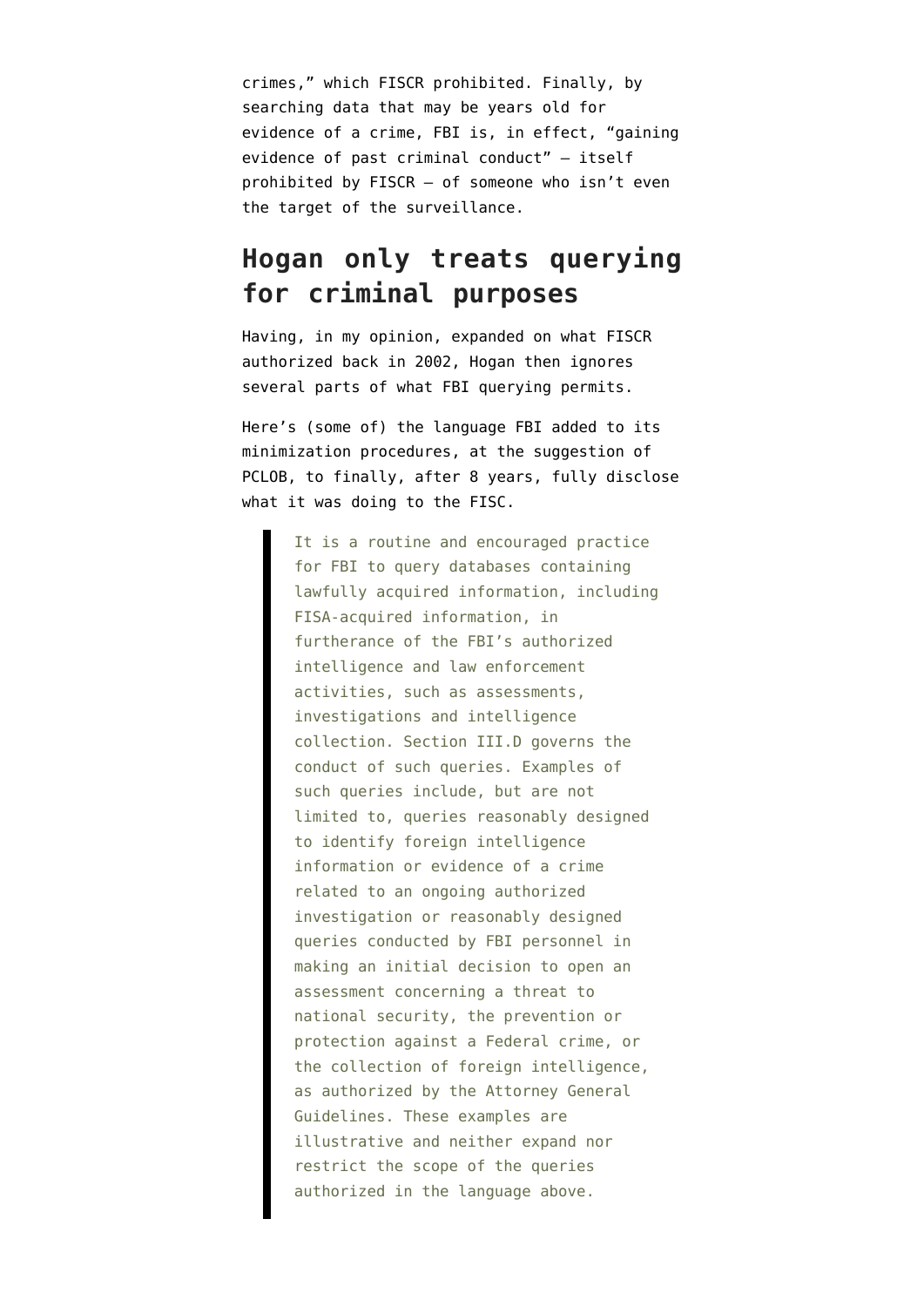crimes," which FISCR prohibited. Finally, by searching data that may be years old for evidence of a crime, FBI is, in effect, "gaining evidence of past criminal conduct" — itself prohibited by FISCR — of someone who isn't even the target of the surveillance.

## Hogan only treats querying for criminal purposes

Having, in my opinion, expanded on what FISCR authorized back in 2002, Hogan then ignores several parts of what FBI querying permits.

Here's (some of) the language FBI added to its minimization procedures, at the suggestion of PCLOB, to finally, after 8 years, fully disclose what it was doing to the FISC.

> It is a routine and encouraged practice for FBI to query databases containing lawfully acquired information, including FISA-acquired information, in furtherance of the FBI's authorized intelligence and law enforcement activities, such as assessments, investigations and intelligence collection. Section III.D governs the conduct of such queries. Examples of such queries include, but are not limited to, queries reasonably designed to identify foreign intelligence information or evidence of a crime related to an ongoing authorized investigation or reasonably designed queries conducted by FBI personnel in making an initial decision to open an assessment concerning a threat to national security, the prevention or protection against a Federal crime, or the collection of foreign intelligence, as authorized by the Attorney General Guidelines. These examples are illustrative and neither expand nor restrict the scope of the queries authorized in the language above.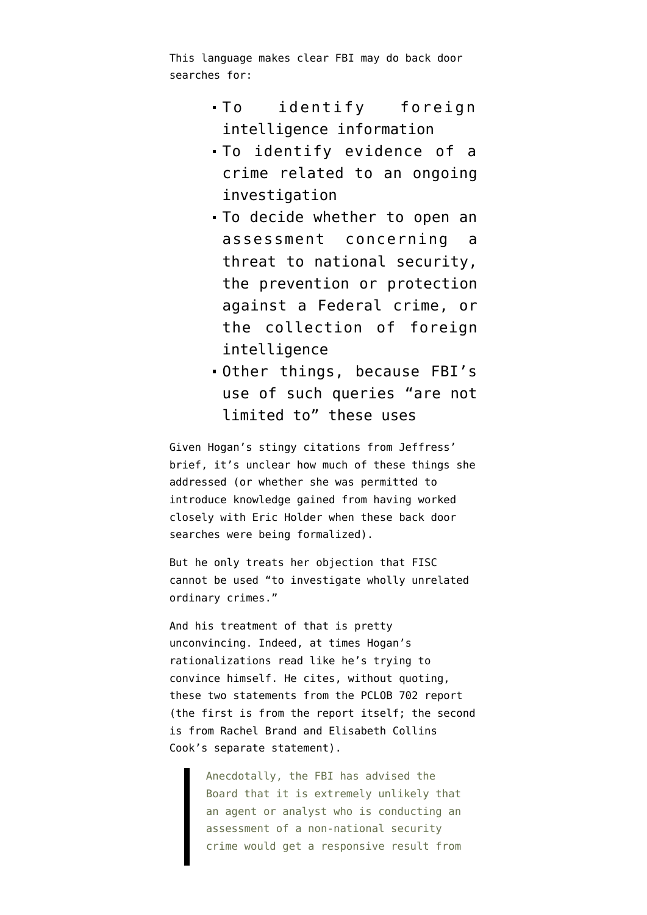This language makes clear FBI may do back door searches for:

- To identify foreign intelligence information
- To identify evidence of a crime related to an ongoing investigation
- To decide whether to open an assessment concerning a threat to national security, the prevention or protection against a Federal crime, or the collection of foreign intelligence
- Other things, because FBI's use of such queries "are not limited to" these uses

Given Hogan's stingy citations from Jeffress' brief, it's unclear how much of these things she addressed (or whether she was permitted to introduce knowledge gained from having worked closely with Eric Holder when these back door searches were being formalized).

But he only treats her objection that FISC cannot be used "to investigate wholly unrelated ordinary crimes."

And his treatment of that is pretty unconvincing. Indeed, at times Hogan's rationalizations read like he's trying to convince himself. He cites, without quoting, these two statements from the PCLOB 702 report (the first is from the report itself; the second is from Rachel Brand and Elisabeth Collins Cook's separate statement).

> Anecdotally, the FBI has advised the Board that it is extremely unlikely that an agent or analyst who is conducting an assessment of a non-national security crime would get a responsive result from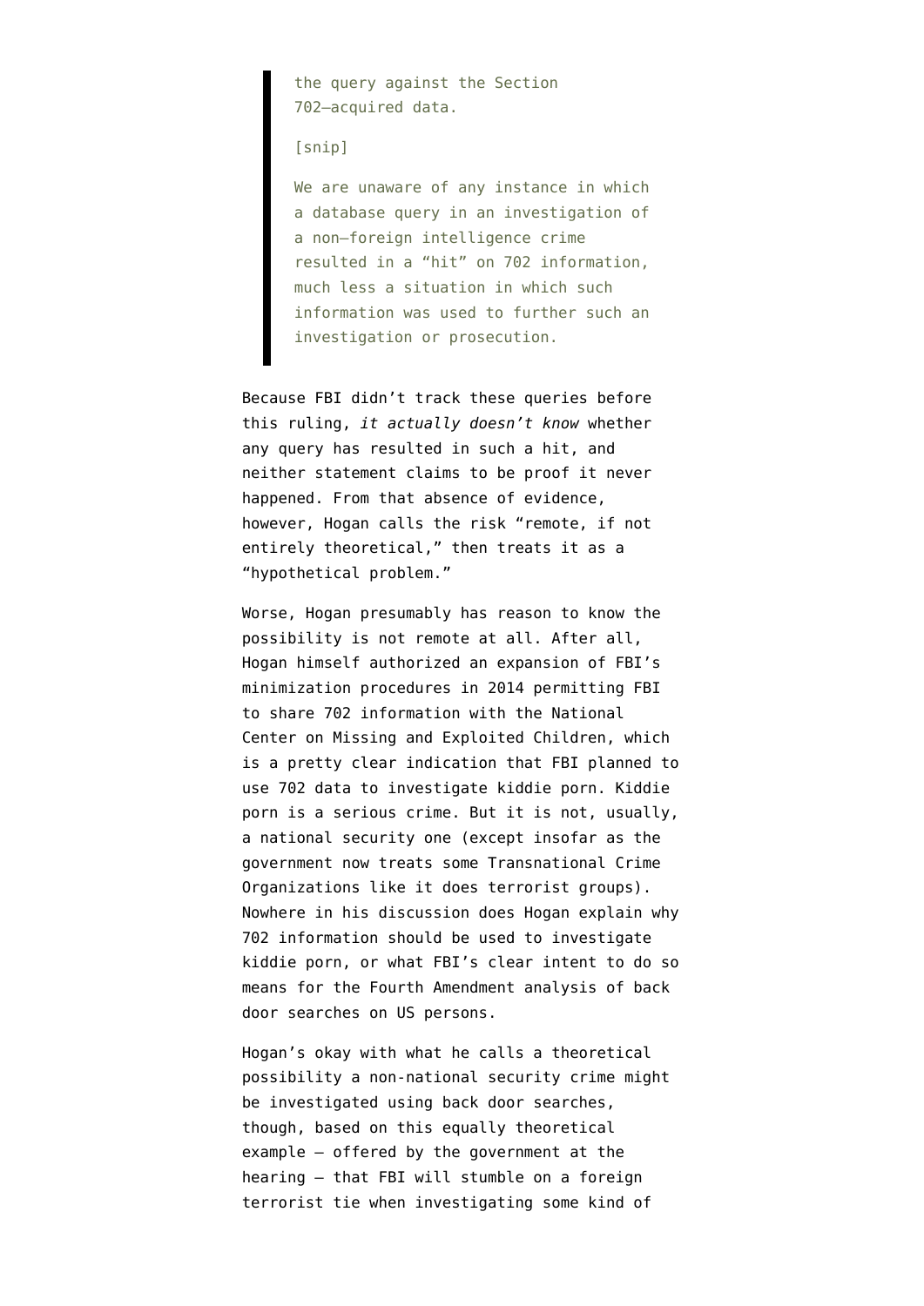> the query against the Section 702–acquired data.
>
> [snip]
>
> We are unaware of any instance in which a database query in an investigation of a non–foreign intelligence crime resulted in a "hit" on 702 information, much less a situation in which such information was used to further such an investigation or prosecution.

Because FBI didn't track these queries before this ruling, *it actually doesn't know* whether any query has resulted in such a hit, and neither statement claims to be proof it never happened. From that absence of evidence, however, Hogan calls the risk "remote, if not entirely theoretical," then treats it as a "hypothetical problem."

Worse, Hogan presumably has reason to know the possibility is not remote at all. After all, Hogan himself authorized an expansion of FBI's minimization procedures in 2014 permitting FBI to share 702 information with the National Center on Missing and Exploited Children, which is a pretty clear indication that FBI planned to use 702 data to investigate kiddie porn. Kiddie porn is a serious crime. But it is not, usually, a national security one (except insofar as the government now treats some Transnational Crime Organizations like it does terrorist groups). Nowhere in his discussion does Hogan explain why 702 information should be used to investigate kiddie porn, or what FBI's clear intent to do so means for the Fourth Amendment analysis of back door searches on US persons.

Hogan's okay with what he calls a theoretical possibility a non-national security crime might be investigated using back door searches, though, based on this equally theoretical example — offered by the government at the hearing — that FBI will stumble on a foreign terrorist tie when investigating some kind of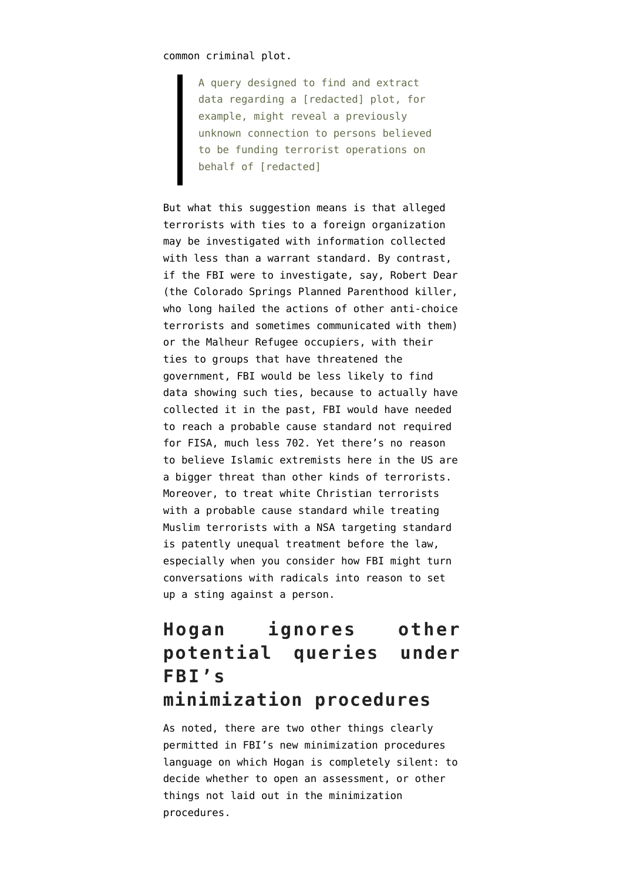common criminal plot.

> A query designed to find and extract data regarding a [redacted] plot, for example, might reveal a previously unknown connection to persons believed to be funding terrorist operations on behalf of [redacted]

But what this suggestion means is that alleged terrorists with ties to a foreign organization may be investigated with information collected with less than a warrant standard. By contrast, if the FBI were to investigate, say, Robert Dear (the Colorado Springs Planned Parenthood killer, who long hailed the actions of other anti-choice terrorists and sometimes communicated with them) or the Malheur Refugee occupiers, with their ties to groups that have threatened the government, FBI would be less likely to find data showing such ties, because to actually have collected it in the past, FBI would have needed to reach a probable cause standard not required for FISA, much less 702. Yet there's no reason to believe Islamic extremists here in the US are a bigger threat than other kinds of terrorists. Moreover, to treat white Christian terrorists with a probable cause standard while treating Muslim terrorists with a NSA targeting standard is patently unequal treatment before the law, especially when you consider how FBI might turn conversations with radicals into reason to set up a sting against a person.

## Hogan ignores other potential queries under FBI's minimization procedures

As noted, there are two other things clearly permitted in FBI's new minimization procedures language on which Hogan is completely silent: to decide whether to open an assessment, or other things not laid out in the minimization procedures.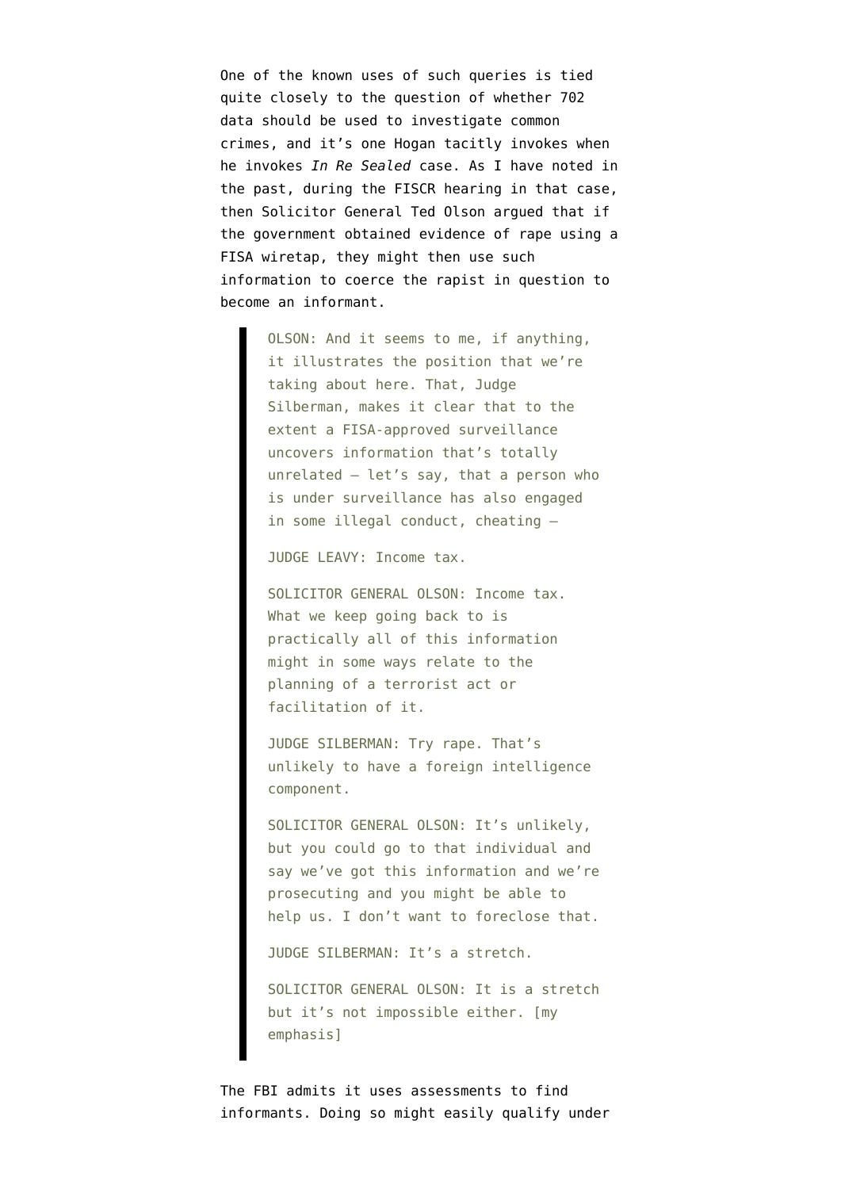One of the known uses of such queries is tied quite closely to the question of whether 702 data should be used to investigate common crimes, and it's one Hogan tacitly invokes when he invokes *In Re Sealed* case. As I have noted in the past, during the FISCR hearing in that case, then Solicitor General Ted Olson argued that if the government obtained evidence of rape using a FISA wiretap, they might then use such information to coerce the rapist in question to become an informant.

> OLSON: And it seems to me, if anything, it illustrates the position that we're taking about here. That, Judge Silberman, makes it clear that to the extent a FISA-approved surveillance uncovers information that's totally unrelated — let's say, that a person who is under surveillance has also engaged in some illegal conduct, cheating —
>
> JUDGE LEAVY: Income tax.
>
> SOLICITOR GENERAL OLSON: Income tax. What we keep going back to is practically all of this information might in some ways relate to the planning of a terrorist act or facilitation of it.
>
> JUDGE SILBERMAN: Try rape. That's unlikely to have a foreign intelligence component.
>
> SOLICITOR GENERAL OLSON: It's unlikely, but you could go to that individual and say we've got this information and we're prosecuting and you might be able to help us. I don't want to foreclose that.
>
> JUDGE SILBERMAN: It's a stretch.
>
> SOLICITOR GENERAL OLSON: It is a stretch but it's not impossible either. [my emphasis]

The FBI admits it uses assessments to find informants. Doing so might easily qualify under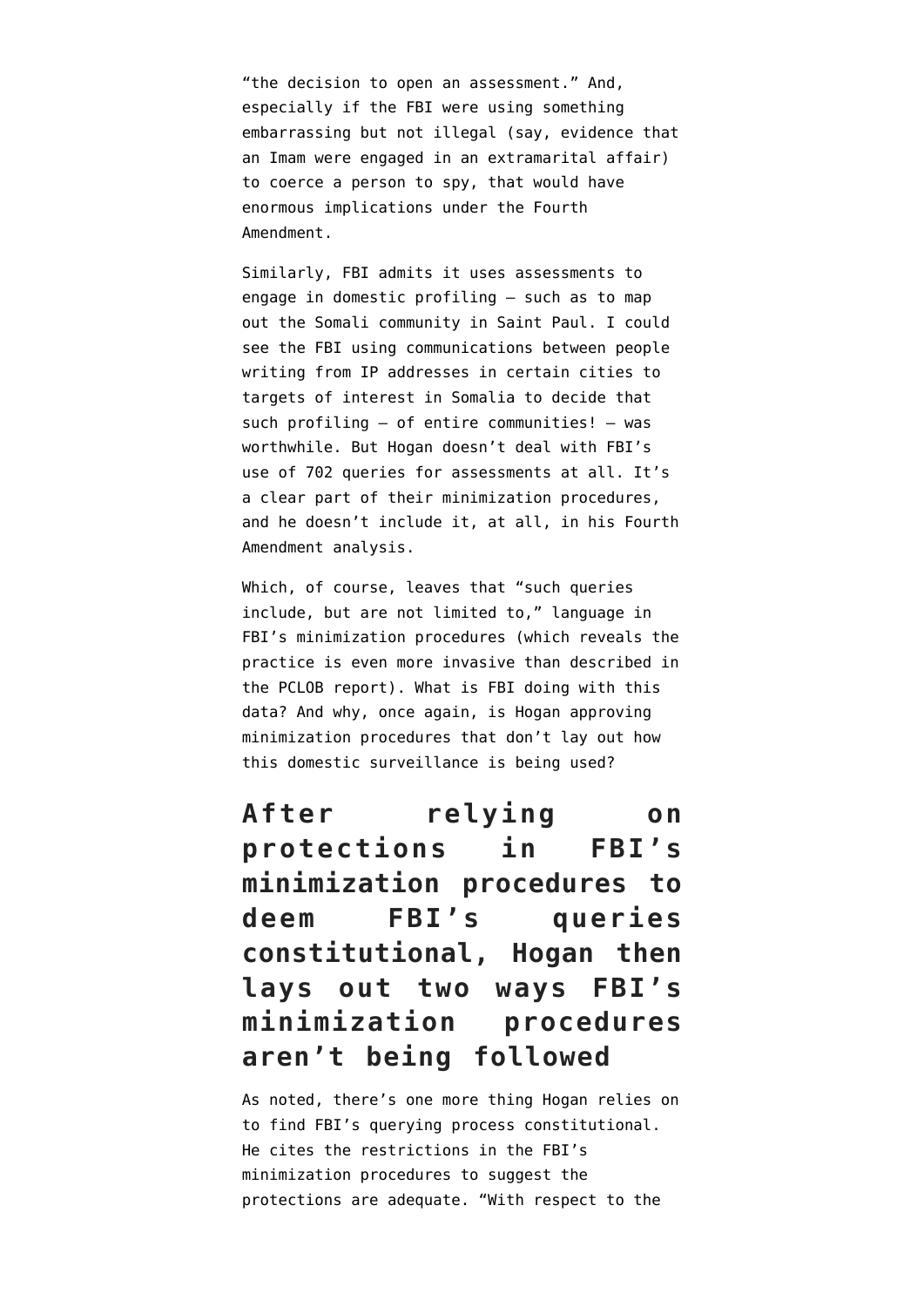"the decision to open an assessment." And, especially if the FBI were using something embarrassing but not illegal (say, evidence that an Imam were engaged in an extramarital affair) to coerce a person to spy, that would have enormous implications under the Fourth Amendment.

Similarly, FBI admits it uses assessments to engage in domestic profiling — such as to map out the Somali community in Saint Paul. I could see the FBI using communications between people writing from IP addresses in certain cities to targets of interest in Somalia to decide that such profiling — of entire communities! — was worthwhile. But Hogan doesn't deal with FBI's use of 702 queries for assessments at all. It's a clear part of their minimization procedures, and he doesn't include it, at all, in his Fourth Amendment analysis.

Which, of course, leaves that "such queries include, but are not limited to," language in FBI's minimization procedures (which reveals the practice is even more invasive than described in the PCLOB report). What is FBI doing with this data? And why, once again, is Hogan approving minimization procedures that don't lay out how this domestic surveillance is being used?

## After relying on protections in FBI's minimization procedures to deem FBI's queries constitutional, Hogan then lays out two ways FBI's minimization procedures aren't being followed

As noted, there's one more thing Hogan relies on to find FBI's querying process constitutional. He cites the restrictions in the FBI's minimization procedures to suggest the protections are adequate. "With respect to the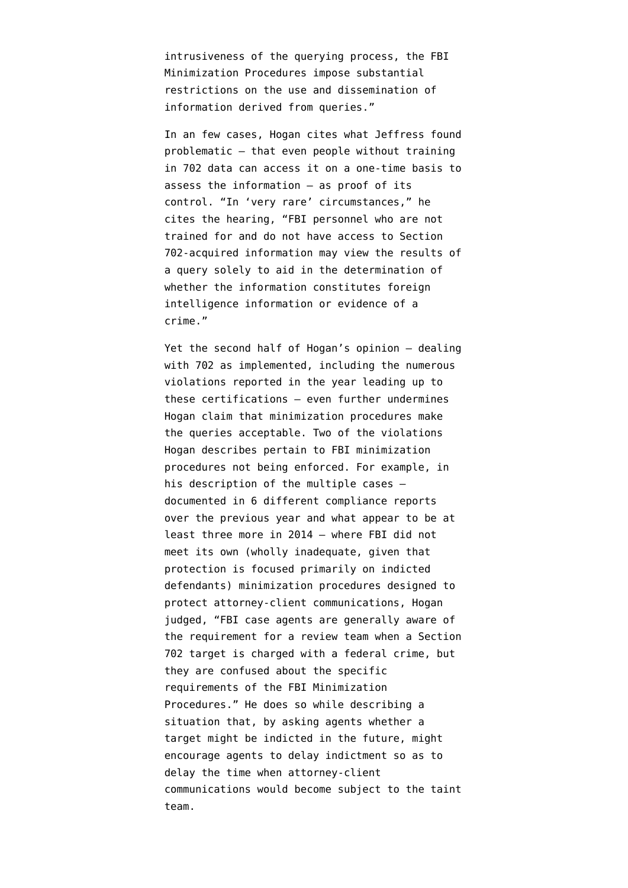intrusiveness of the querying process, the FBI Minimization Procedures impose substantial restrictions on the use and dissemination of information derived from queries."

In an few cases, Hogan cites what Jeffress found problematic — that even people without training in 702 data can access it on a one-time basis to assess the information — as proof of its control. "In 'very rare' circumstances," he cites the hearing, "FBI personnel who are not trained for and do not have access to Section 702-acquired information may view the results of a query solely to aid in the determination of whether the information constitutes foreign intelligence information or evidence of a crime."

Yet the second half of Hogan's opinion — dealing with 702 as implemented, including the numerous violations reported in the year leading up to these certifications — even further undermines Hogan claim that minimization procedures make the queries acceptable. Two of the violations Hogan describes pertain to FBI minimization procedures not being enforced. For example, in his description of the multiple cases — documented in 6 different compliance reports over the previous year and what appear to be at least three more in 2014 — where FBI did not meet its own (wholly inadequate, given that protection is focused primarily on indicted defendants) minimization procedures designed to protect attorney-client communications, Hogan judged, "FBI case agents are generally aware of the requirement for a review team when a Section 702 target is charged with a federal crime, but they are confused about the specific requirements of the FBI Minimization Procedures." He does so while describing a situation that, by asking agents whether a target might be indicted in the future, might encourage agents to delay indictment so as to delay the time when attorney-client communications would become subject to the taint team.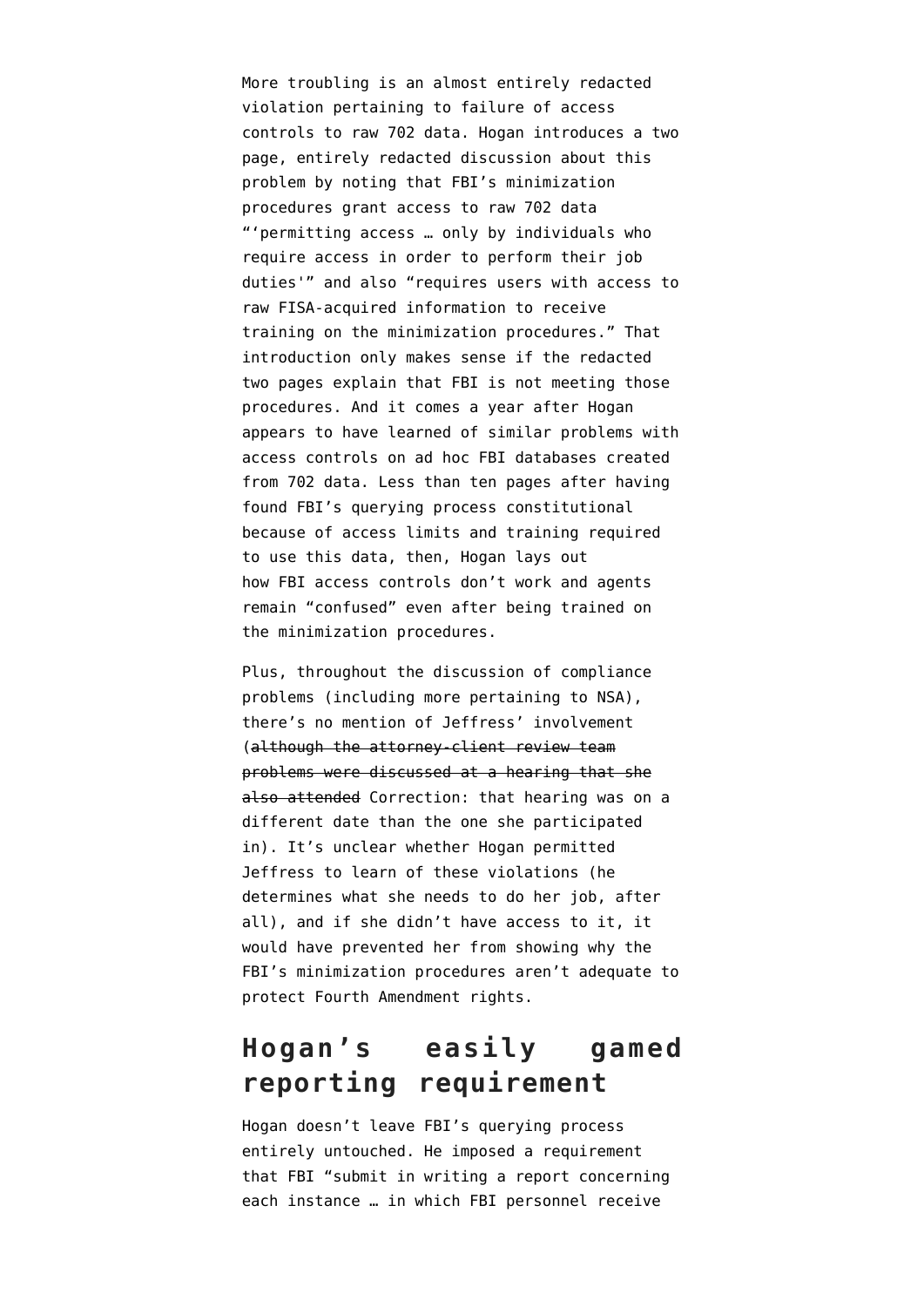More troubling is an almost entirely redacted violation pertaining to failure of access controls to raw 702 data. Hogan introduces a two page, entirely redacted discussion about this problem by noting that FBI's minimization procedures grant access to raw 702 data "'permitting access … only by individuals who require access in order to perform their job duties'" and also "requires users with access to raw FISA-acquired information to receive training on the minimization procedures." That introduction only makes sense if the redacted two pages explain that FBI is not meeting those procedures. And it comes a year after Hogan appears to have learned of similar problems with access controls on ad hoc FBI databases created from 702 data. Less than ten pages after having found FBI's querying process constitutional because of access limits and training required to use this data, then, Hogan lays out how FBI access controls don't work and agents remain "confused" even after being trained on the minimization procedures.

Plus, throughout the discussion of compliance problems (including more pertaining to NSA), there's no mention of Jeffress' involvement (~~although the attorney-client review team problems were discussed at a hearing that she also attended~~ Correction: that hearing was on a different date than the one she participated in). It's unclear whether Hogan permitted Jeffress to learn of these violations (he determines what she needs to do her job, after all), and if she didn't have access to it, it would have prevented her from showing why the FBI's minimization procedures aren't adequate to protect Fourth Amendment rights.

## Hogan's easily gamed reporting requirement

Hogan doesn't leave FBI's querying process entirely untouched. He imposed a requirement that FBI "submit in writing a report concerning each instance … in which FBI personnel receive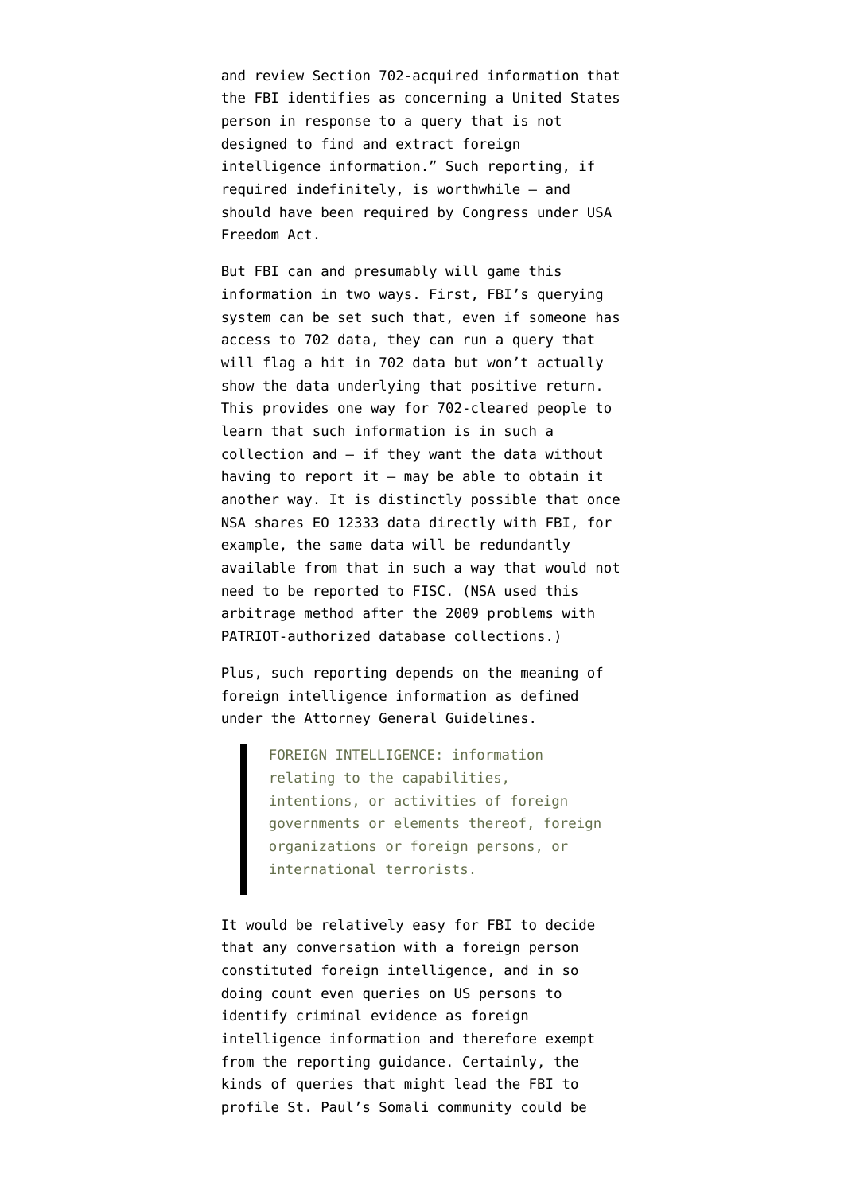and review Section 702-acquired information that the FBI identifies as concerning a United States person in response to a query that is not designed to find and extract foreign intelligence information." Such reporting, if required indefinitely, is worthwhile — and should have been required by Congress under USA Freedom Act.

But FBI can and presumably will game this information in two ways. First, FBI's querying system can be set such that, even if someone has access to 702 data, they can run a query that will flag a hit in 702 data but won't actually show the data underlying that positive return. This provides one way for 702-cleared people to learn that such information is in such a collection and — if they want the data without having to report it — may be able to obtain it another way. It is distinctly possible that once NSA shares EO 12333 data directly with FBI, for example, the same data will be redundantly available from that in such a way that would not need to be reported to FISC. (NSA used this arbitrage method after the 2009 problems with PATRIOT-authorized database collections.)

Plus, such reporting depends on the meaning of foreign intelligence information as defined under the Attorney General Guidelines.

> FOREIGN INTELLIGENCE: information relating to the capabilities, intentions, or activities of foreign governments or elements thereof, foreign organizations or foreign persons, or international terrorists.

It would be relatively easy for FBI to decide that any conversation with a foreign person constituted foreign intelligence, and in so doing count even queries on US persons to identify criminal evidence as foreign intelligence information and therefore exempt from the reporting guidance. Certainly, the kinds of queries that might lead the FBI to profile St. Paul's Somali community could be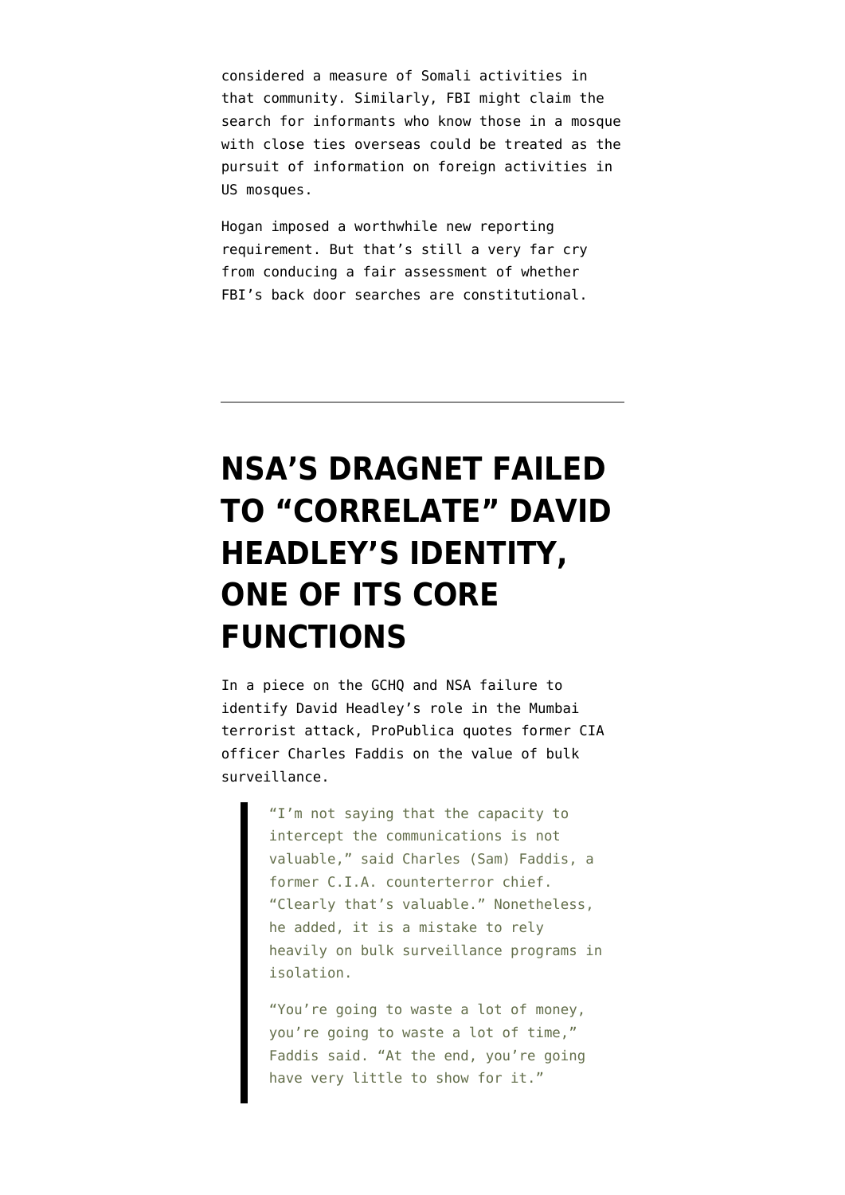considered a measure of Somali activities in that community. Similarly, FBI might claim the search for informants who know those in a mosque with close ties overseas could be treated as the pursuit of information on foreign activities in US mosques.

Hogan imposed a worthwhile new reporting requirement. But that's still a very far cry from conducing a fair assessment of whether FBI's back door searches are constitutional.

---

# NSA'S DRAGNET FAILED TO "CORRELATE" DAVID HEADLEY'S IDENTITY, ONE OF ITS CORE FUNCTIONS

In a piece on the GCHQ and NSA failure to identify David Headley's role in the Mumbai terrorist attack, ProPublica quotes former CIA officer Charles Faddis on the value of bulk surveillance.

> "I'm not saying that the capacity to intercept the communications is not valuable," said Charles (Sam) Faddis, a former C.I.A. counterterror chief. "Clearly that's valuable." Nonetheless, he added, it is a mistake to rely heavily on bulk surveillance programs in isolation.
>
> "You're going to waste a lot of money, you're going to waste a lot of time," Faddis said. "At the end, you're going have very little to show for it."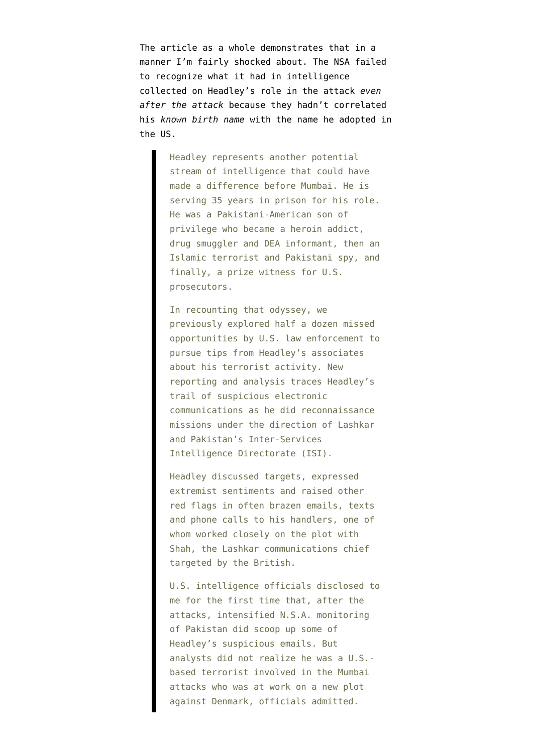The article as a whole demonstrates that in a manner I'm fairly shocked about. The NSA failed to recognize what it had in intelligence collected on Headley's role in the attack *even after the attack* because they hadn't correlated his *known birth name* with the name he adopted in the US.

> Headley represents another potential stream of intelligence that could have made a difference before Mumbai. He is serving 35 years in prison for his role. He was a Pakistani-American son of privilege who became a heroin addict, drug smuggler and DEA informant, then an Islamic terrorist and Pakistani spy, and finally, a prize witness for U.S. prosecutors.
>
> In recounting that odyssey, we previously explored half a dozen missed opportunities by U.S. law enforcement to pursue tips from Headley's associates about his terrorist activity. New reporting and analysis traces Headley's trail of suspicious electronic communications as he did reconnaissance missions under the direction of Lashkar and Pakistan's Inter-Services Intelligence Directorate (ISI).
>
> Headley discussed targets, expressed extremist sentiments and raised other red flags in often brazen emails, texts and phone calls to his handlers, one of whom worked closely on the plot with Shah, the Lashkar communications chief targeted by the British.
>
> U.S. intelligence officials disclosed to me for the first time that, after the attacks, intensified N.S.A. monitoring of Pakistan did scoop up some of Headley's suspicious emails. But analysts did not realize he was a U.S.-based terrorist involved in the Mumbai attacks who was at work on a new plot against Denmark, officials admitted.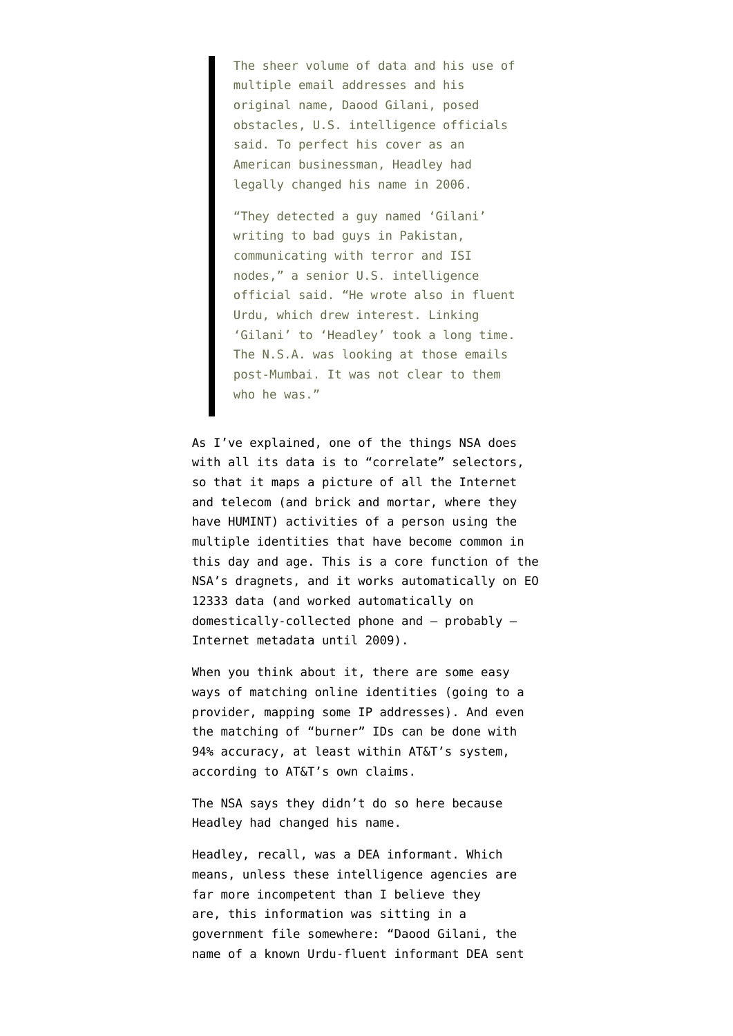> The sheer volume of data and his use of multiple email addresses and his original name, Daood Gilani, posed obstacles, U.S. intelligence officials said. To perfect his cover as an American businessman, Headley had legally changed his name in 2006.
>
> “They detected a guy named ‘Gilani’ writing to bad guys in Pakistan, communicating with terror and ISI nodes,” a senior U.S. intelligence official said. “He wrote also in fluent Urdu, which drew interest. Linking ‘Gilani’ to ‘Headley’ took a long time. The N.S.A. was looking at those emails post-Mumbai. It was not clear to them who he was.”

As I’ve explained, one of the things NSA does with all its data is to “correlate” selectors, so that it maps a picture of all the Internet and telecom (and brick and mortar, where they have HUMINT) activities of a person using the multiple identities that have become common in this day and age. This is a core function of the NSA’s dragnets, and it works automatically on EO 12333 data (and worked automatically on domestically-collected phone and — probably — Internet metadata until 2009).

When you think about it, there are some easy ways of matching online identities (going to a provider, mapping some IP addresses). And even the matching of “burner” IDs can be done with 94% accuracy, at least within AT&T’s system, according to AT&T’s own claims.

The NSA says they didn’t do so here because Headley had changed his name.

Headley, recall, was a DEA informant. Which means, unless these intelligence agencies are far more incompetent than I believe they are, this information was sitting in a government file somewhere: “Daood Gilani, the name of a known Urdu-fluent informant DEA sent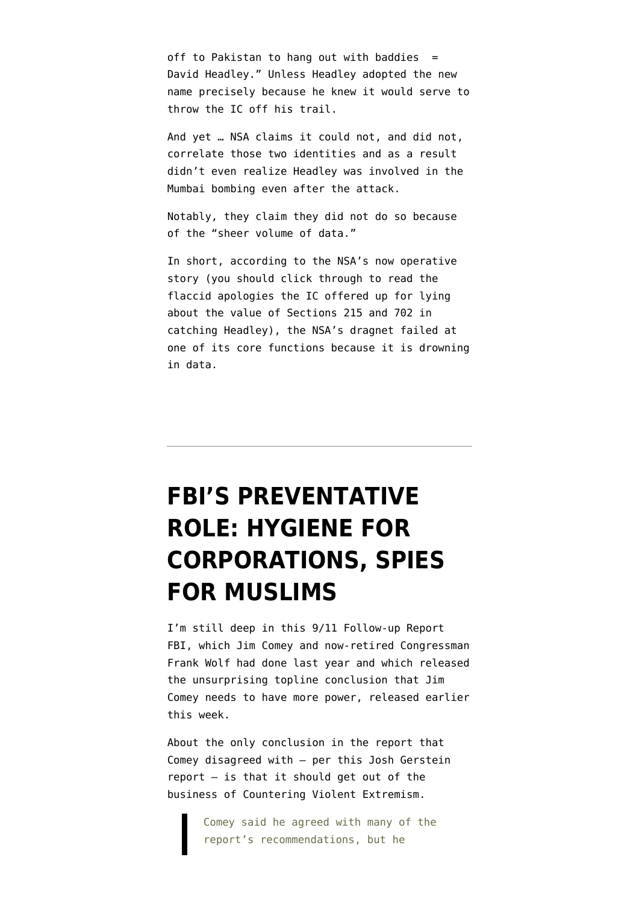off to Pakistan to hang out with baddies = David Headley." Unless Headley adopted the new name precisely because he knew it would serve to throw the IC off his trail.

And yet … NSA claims it could not, and did not, correlate those two identities and as a result didn't even realize Headley was involved in the Mumbai bombing even after the attack.

Notably, they claim they did not do so because of the "sheer volume of data."

In short, according to the NSA's now operative story (you should click through to read the flaccid apologies the IC offered up for lying about the value of Sections 215 and 702 in catching Headley), the NSA's dragnet failed at one of its core functions because it is drowning in data.

---

# FBI'S PREVENTATIVE ROLE: HYGIENE FOR CORPORATIONS, SPIES FOR MUSLIMS

I'm still deep in this 9/11 Follow-up Report FBI, which Jim Comey and now-retired Congressman Frank Wolf had done last year and which released the unsurprising topline conclusion that Jim Comey needs to have more power, released earlier this week.

About the only conclusion in the report that Comey disagreed with — per this Josh Gerstein report — is that it should get out of the business of Countering Violent Extremism.

> Comey said he agreed with many of the report's recommendations, but he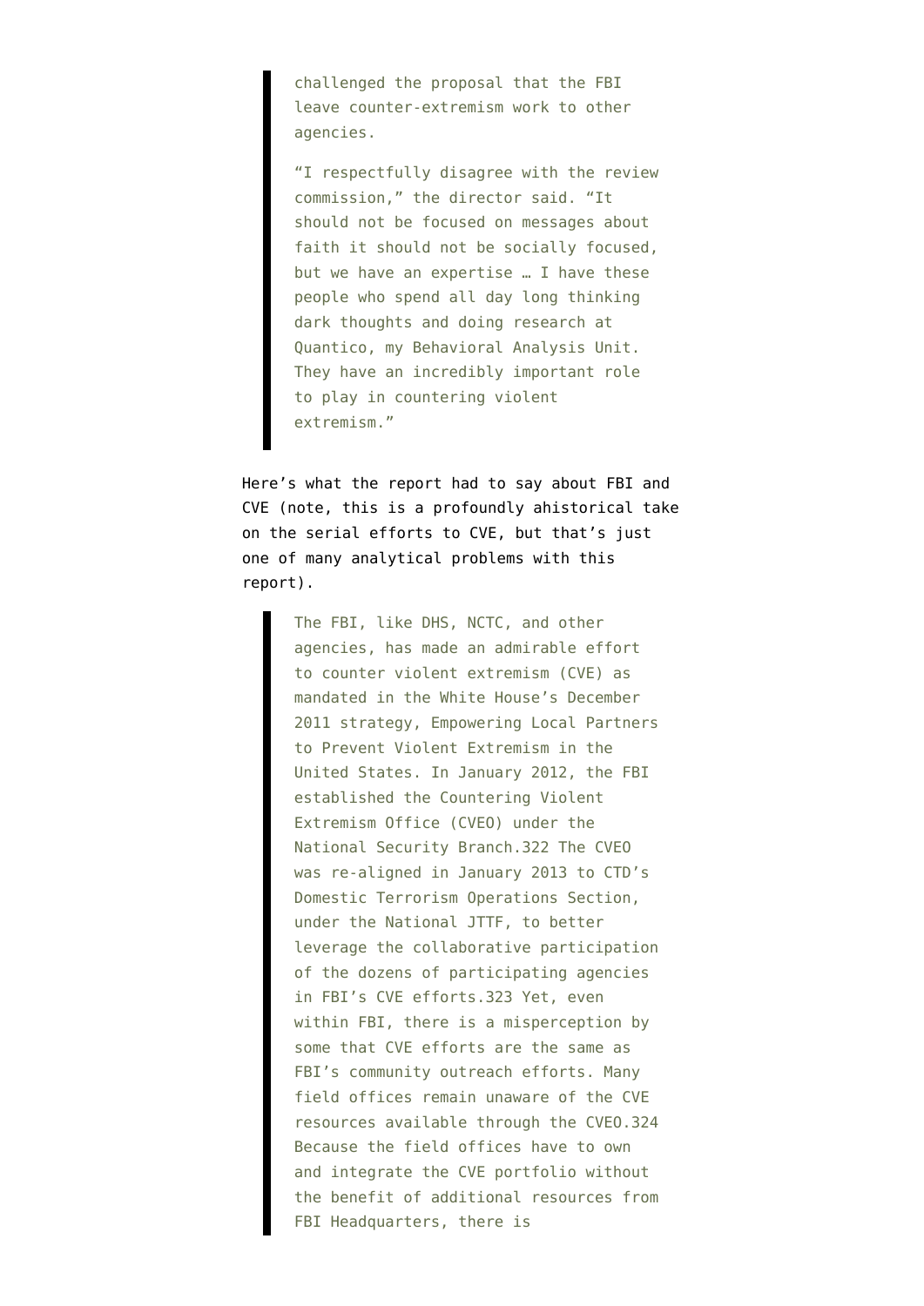> challenged the proposal that the FBI leave counter-extremism work to other agencies.
>
> "I respectfully disagree with the review commission," the director said. "It should not be focused on messages about faith it should not be socially focused, but we have an expertise … I have these people who spend all day long thinking dark thoughts and doing research at Quantico, my Behavioral Analysis Unit. They have an incredibly important role to play in countering violent extremism."

Here's what the report had to say about FBI and CVE (note, this is a profoundly ahistorical take on the serial efforts to CVE, but that's just one of many analytical problems with this report).

> The FBI, like DHS, NCTC, and other agencies, has made an admirable effort to counter violent extremism (CVE) as mandated in the White House's December 2011 strategy, Empowering Local Partners to Prevent Violent Extremism in the United States. In January 2012, the FBI established the Countering Violent Extremism Office (CVEO) under the National Security Branch.322 The CVEO was re-aligned in January 2013 to CTD's Domestic Terrorism Operations Section, under the National JTTF, to better leverage the collaborative participation of the dozens of participating agencies in FBI's CVE efforts.323 Yet, even within FBI, there is a misperception by some that CVE efforts are the same as FBI's community outreach efforts. Many field offices remain unaware of the CVE resources available through the CVEO.324 Because the field offices have to own and integrate the CVE portfolio without the benefit of additional resources from FBI Headquarters, there is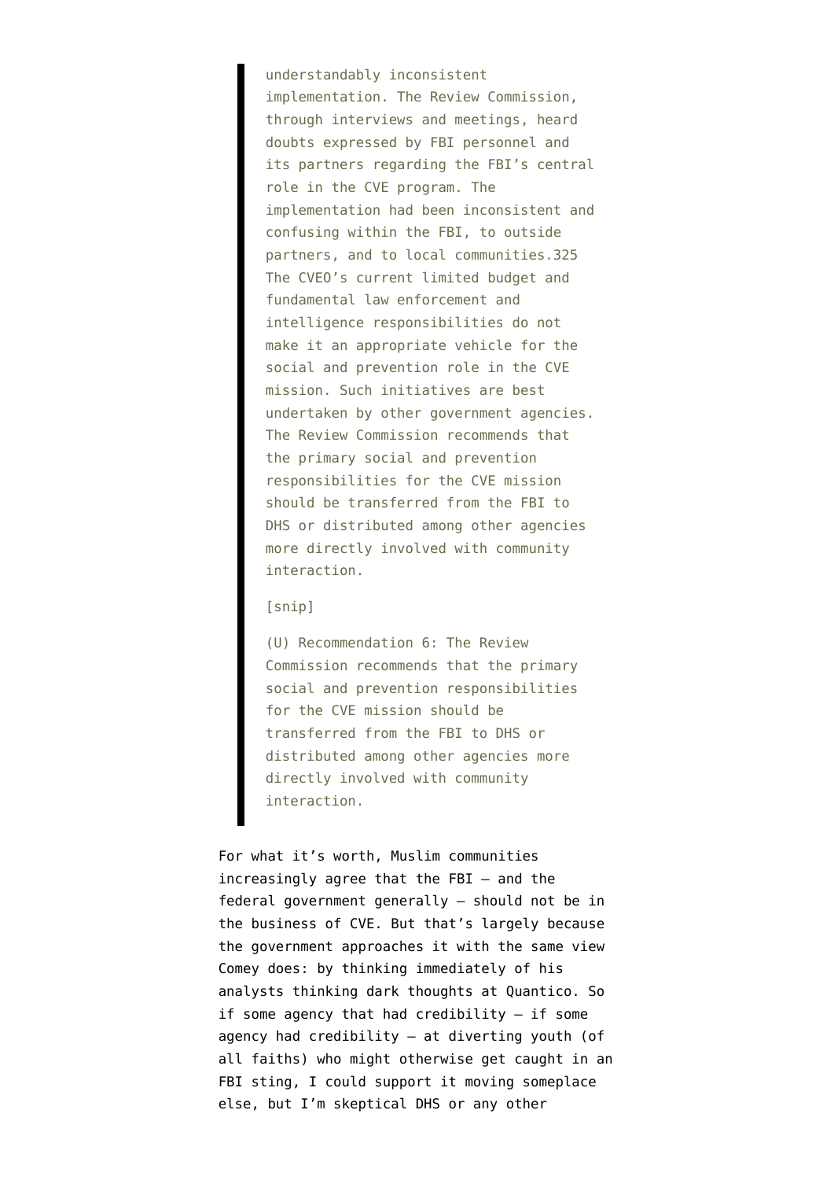> understandably inconsistent implementation. The Review Commission, through interviews and meetings, heard doubts expressed by FBI personnel and its partners regarding the FBI's central role in the CVE program. The implementation had been inconsistent and confusing within the FBI, to outside partners, and to local communities.325 The CVEO's current limited budget and fundamental law enforcement and intelligence responsibilities do not make it an appropriate vehicle for the social and prevention role in the CVE mission. Such initiatives are best undertaken by other government agencies. The Review Commission recommends that the primary social and prevention responsibilities for the CVE mission should be transferred from the FBI to DHS or distributed among other agencies more directly involved with community interaction.
>
> [snip]
>
> (U) Recommendation 6: The Review Commission recommends that the primary social and prevention responsibilities for the CVE mission should be transferred from the FBI to DHS or distributed among other agencies more directly involved with community interaction.

For what it's worth, Muslim communities increasingly agree that the FBI — and the federal government generally — should not be in the business of CVE. But that's largely because the government approaches it with the same view Comey does: by thinking immediately of his analysts thinking dark thoughts at Quantico. So if some agency that had credibility — if some agency had credibility — at diverting youth (of all faiths) who might otherwise get caught in an FBI sting, I could support it moving someplace else, but I'm skeptical DHS or any other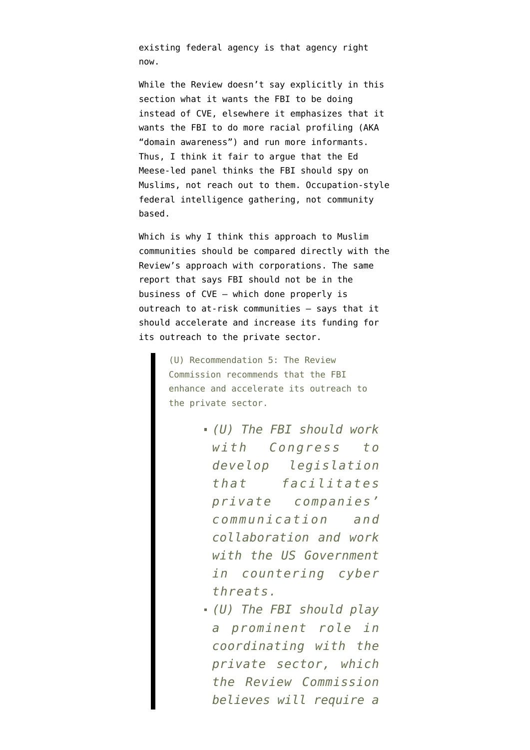existing federal agency is that agency right now.

While the Review doesn't say explicitly in this section what it wants the FBI to be doing instead of CVE, elsewhere it emphasizes that it wants the FBI to do more racial profiling (AKA "domain awareness") and run more informants. Thus, I think it fair to argue that the Ed Meese-led panel thinks the FBI should spy on Muslims, not reach out to them. Occupation-style federal intelligence gathering, not community based.

Which is why I think this approach to Muslim communities should be compared directly with the Review's approach with corporations. The same report that says FBI should not be in the business of CVE — which done properly is outreach to at-risk communities — says that it should accelerate and increase its funding for its outreach to the private sector.

> (U) Recommendation 5: The Review Commission recommends that the FBI enhance and accelerate its outreach to the private sector.
>
> - *(U) The FBI should work with Congress to develop legislation that facilitates private companies' communication and collaboration and work with the US Government in countering cyber threats.*
> - *(U) The FBI should play a prominent role in coordinating with the private sector, which the Review Commission believes will require a*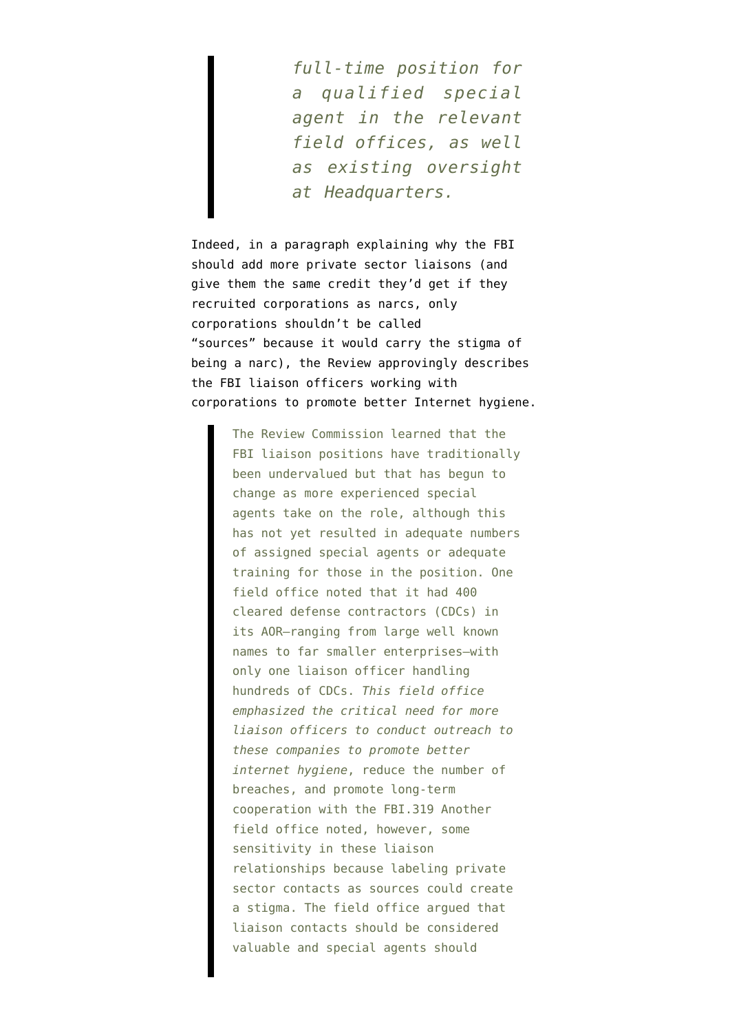> *full-time position for a qualified special agent in the relevant field offices, as well as existing oversight at Headquarters.*

Indeed, in a paragraph explaining why the FBI should add more private sector liaisons (and give them the same credit they'd get if they recruited corporations as narcs, only corporations shouldn't be called "sources" because it would carry the stigma of being a narc), the Review approvingly describes the FBI liaison officers working with corporations to promote better Internet hygiene.

> The Review Commission learned that the FBI liaison positions have traditionally been undervalued but that has begun to change as more experienced special agents take on the role, although this has not yet resulted in adequate numbers of assigned special agents or adequate training for those in the position. One field office noted that it had 400 cleared defense contractors (CDCs) in its AOR—ranging from large well known names to far smaller enterprises—with only one liaison officer handling hundreds of CDCs. *This field office emphasized the critical need for more liaison officers to conduct outreach to these companies to promote better internet hygiene*, reduce the number of breaches, and promote long-term cooperation with the FBI.319 Another field office noted, however, some sensitivity in these liaison relationships because labeling private sector contacts as sources could create a stigma. The field office argued that liaison contacts should be considered valuable and special agents should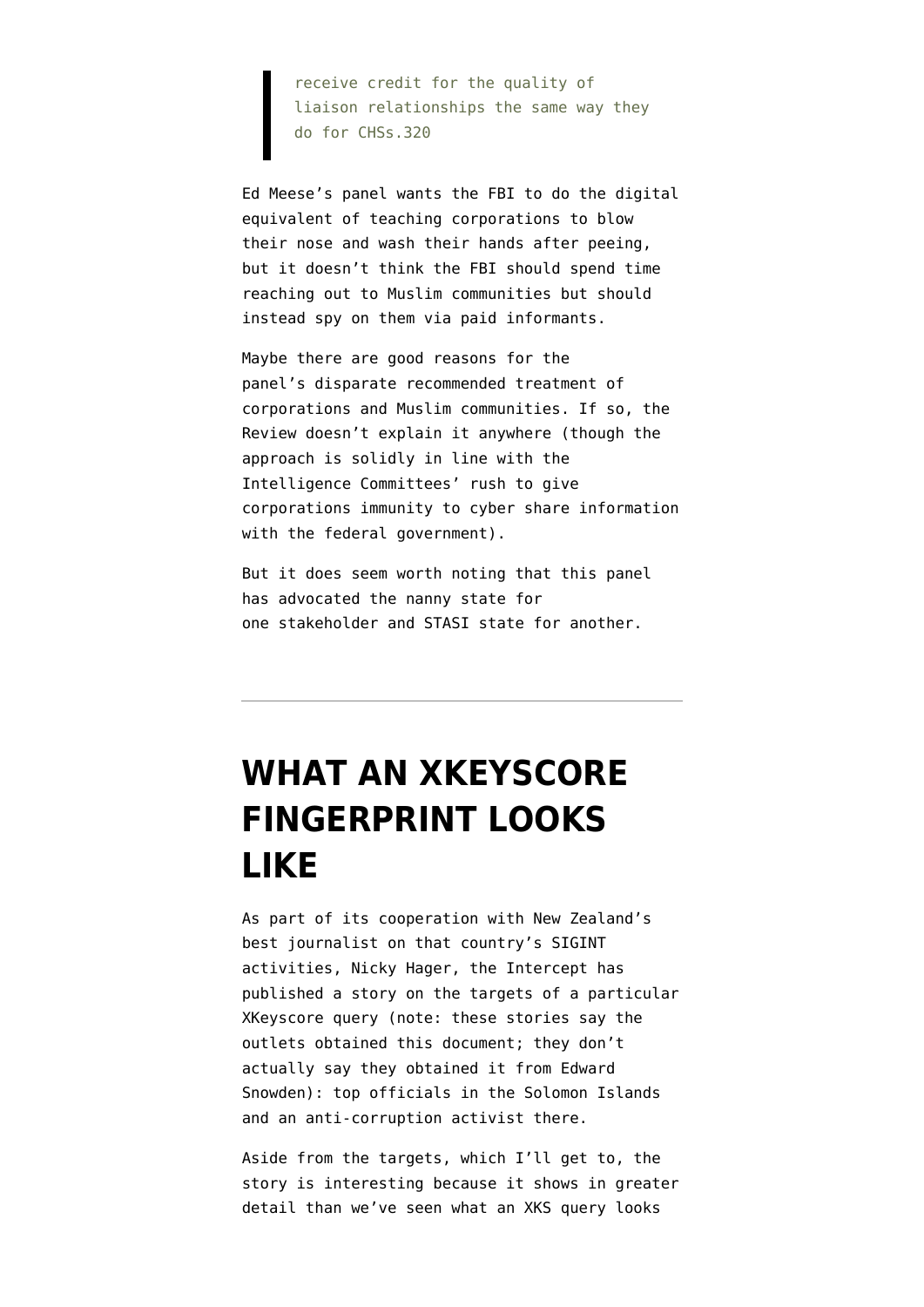> receive credit for the quality of liaison relationships the same way they do for CHSs.320

Ed Meese's panel wants the FBI to do the digital equivalent of teaching corporations to blow their nose and wash their hands after peeing, but it doesn't think the FBI should spend time reaching out to Muslim communities but should instead spy on them via paid informants.

Maybe there are good reasons for the panel's disparate recommended treatment of corporations and Muslim communities. If so, the Review doesn't explain it anywhere (though the approach is solidly in line with the Intelligence Committees' rush to give corporations immunity to cyber share information with the federal government).

But it does seem worth noting that this panel has advocated the nanny state for one stakeholder and STASI state for another.

---

# WHAT AN XKEYSCORE FINGERPRINT LOOKS LIKE

As part of its cooperation with New Zealand's best journalist on that country's SIGINT activities, Nicky Hager, the Intercept has published a story on the targets of a particular XKeyscore query (note: these stories say the outlets obtained this document; they don't actually say they obtained it from Edward Snowden): top officials in the Solomon Islands and an anti-corruption activist there.

Aside from the targets, which I'll get to, the story is interesting because it shows in greater detail than we've seen what an XKS query looks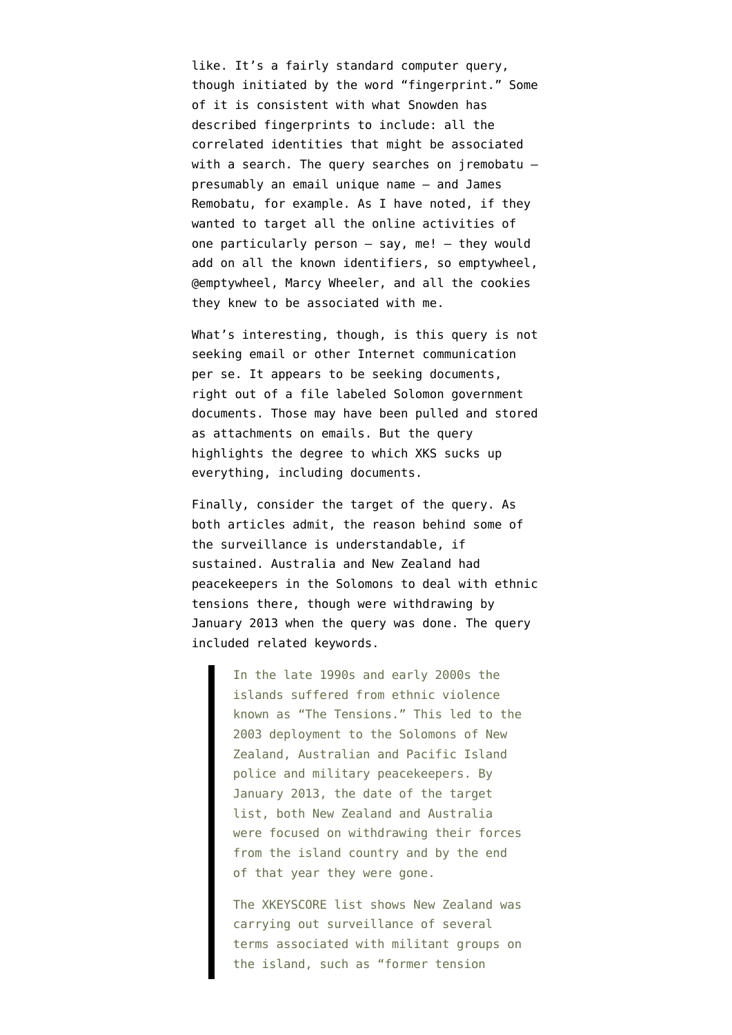like. It's a fairly standard computer query, though initiated by the word "fingerprint." Some of it is consistent with what Snowden has described fingerprints to include: all the correlated identities that might be associated with a search. The query searches on jremobatu — presumably an email unique name — and James Remobatu, for example. As I have noted, if they wanted to target all the online activities of one particularly person — say, me! — they would add on all the known identifiers, so emptywheel, @emptywheel, Marcy Wheeler, and all the cookies they knew to be associated with me.

What's interesting, though, is this query is not seeking email or other Internet communication per se. It appears to be seeking documents, right out of a file labeled Solomon government documents. Those may have been pulled and stored as attachments on emails. But the query highlights the degree to which XKS sucks up everything, including documents.

Finally, consider the target of the query. As both articles admit, the reason behind some of the surveillance is understandable, if sustained. Australia and New Zealand had peacekeepers in the Solomons to deal with ethnic tensions there, though were withdrawing by January 2013 when the query was done. The query included related keywords.

> In the late 1990s and early 2000s the islands suffered from ethnic violence known as "The Tensions." This led to the 2003 deployment to the Solomons of New Zealand, Australian and Pacific Island police and military peacekeepers. By January 2013, the date of the target list, both New Zealand and Australia were focused on withdrawing their forces from the island country and by the end of that year they were gone.
>
> The XKEYSCORE list shows New Zealand was carrying out surveillance of several terms associated with militant groups on the island, such as "former tension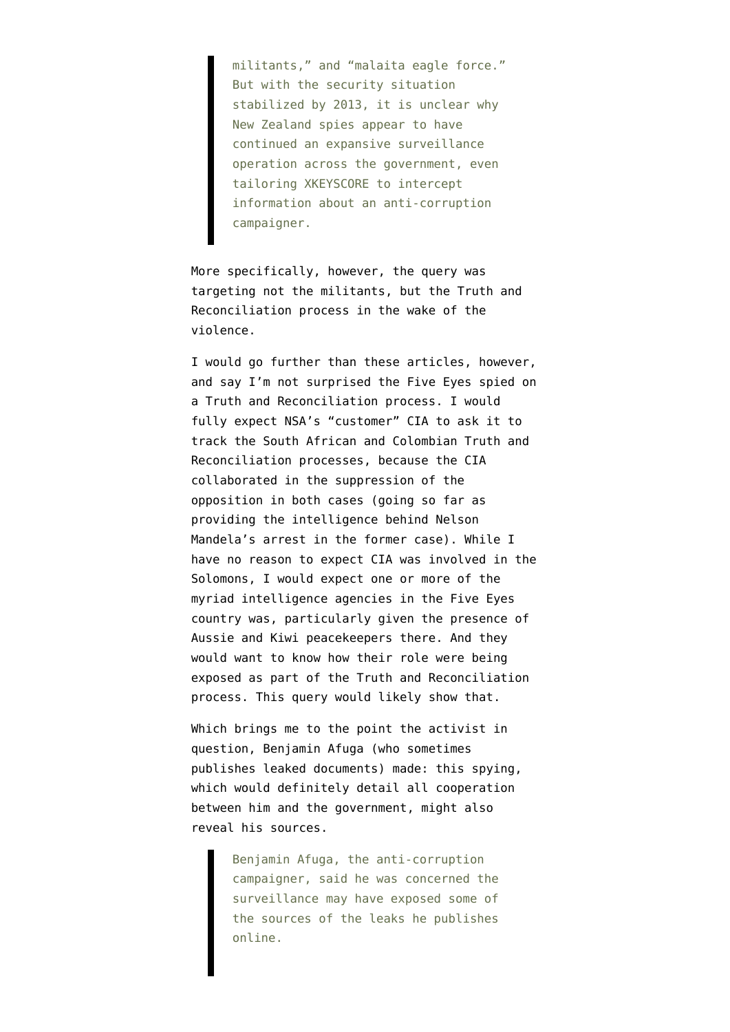> militants," and "malaita eagle force." But with the security situation stabilized by 2013, it is unclear why New Zealand spies appear to have continued an expansive surveillance operation across the government, even tailoring XKEYSCORE to intercept information about an anti-corruption campaigner.

More specifically, however, the query was targeting not the militants, but the Truth and Reconciliation process in the wake of the violence.

I would go further than these articles, however, and say I'm not surprised the Five Eyes spied on a Truth and Reconciliation process. I would fully expect NSA's "customer" CIA to ask it to track the South African and Colombian Truth and Reconciliation processes, because the CIA collaborated in the suppression of the opposition in both cases (going so far as providing the intelligence behind Nelson Mandela's arrest in the former case). While I have no reason to expect CIA was involved in the Solomons, I would expect one or more of the myriad intelligence agencies in the Five Eyes country was, particularly given the presence of Aussie and Kiwi peacekeepers there. And they would want to know how their role were being exposed as part of the Truth and Reconciliation process. This query would likely show that.

Which brings me to the point the activist in question, Benjamin Afuga (who sometimes publishes leaked documents) made: this spying, which would definitely detail all cooperation between him and the government, might also reveal his sources.

> Benjamin Afuga, the anti-corruption campaigner, said he was concerned the surveillance may have exposed some of the sources of the leaks he publishes online.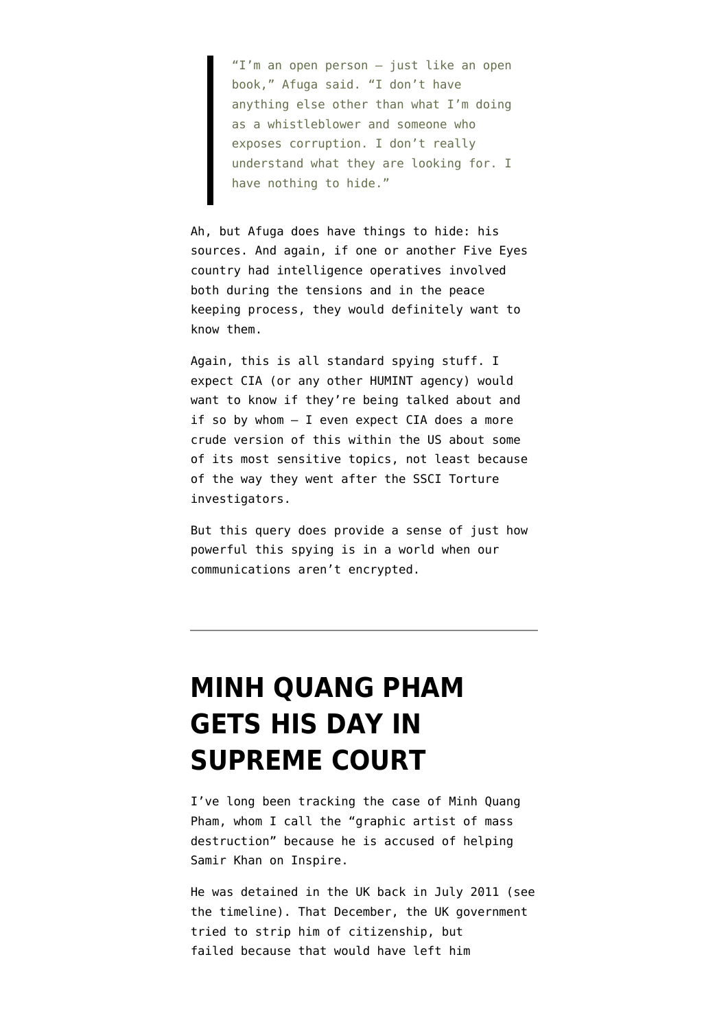> "I'm an open person — just like an open book," Afuga said. "I don't have anything else other than what I'm doing as a whistleblower and someone who exposes corruption. I don't really understand what they are looking for. I have nothing to hide."

Ah, but Afuga does have things to hide: his sources. And again, if one or another Five Eyes country had intelligence operatives involved both during the tensions and in the peace keeping process, they would definitely want to know them.

Again, this is all standard spying stuff. I expect CIA (or any other HUMINT agency) would want to know if they're being talked about and if so by whom — I even expect CIA does a more crude version of this within the US about some of its most sensitive topics, not least because of the way they went after the SSCI Torture investigators.

But this query does provide a sense of just how powerful this spying is in a world when our communications aren't encrypted.

---

# MINH QUANG PHAM GETS HIS DAY IN SUPREME COURT

I've long been tracking the case of Minh Quang Pham, whom I call the "graphic artist of mass destruction" because he is accused of helping Samir Khan on Inspire.

He was detained in the UK back in July 2011 (see the timeline). That December, the UK government tried to strip him of citizenship, but failed because that would have left him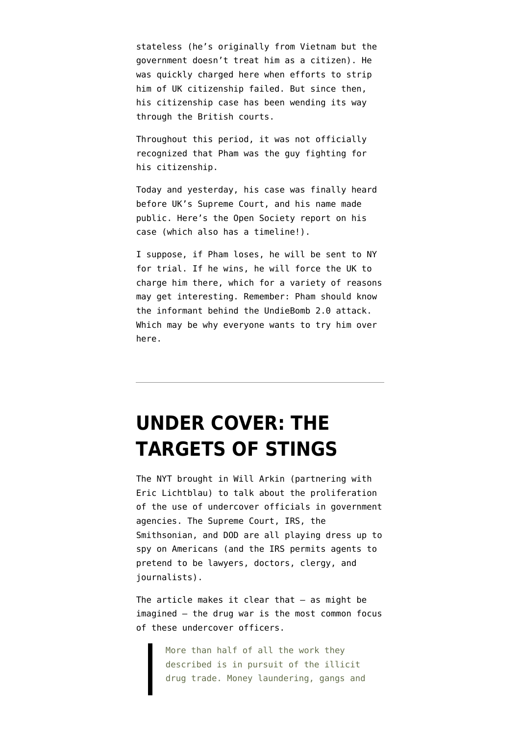stateless (he's originally from Vietnam but the government doesn't treat him as a citizen). He was quickly charged here when efforts to strip him of UK citizenship failed. But since then, his citizenship case has been wending its way through the British courts.

Throughout this period, it was not officially recognized that Pham was the guy fighting for his citizenship.

Today and yesterday, his case was finally heard before UK's Supreme Court, and his name made public. Here's the Open Society report on his case (which also has a timeline!).

I suppose, if Pham loses, he will be sent to NY for trial. If he wins, he will force the UK to charge him there, which for a variety of reasons may get interesting. Remember: Pham should know the informant behind the UndieBomb 2.0 attack. Which may be why everyone wants to try him over here.

---

# UNDER COVER: THE TARGETS OF STINGS

The NYT brought in Will Arkin (partnering with Eric Lichtblau) to talk about the proliferation of the use of undercover officials in government agencies. The Supreme Court, IRS, the Smithsonian, and DOD are all playing dress up to spy on Americans (and the IRS permits agents to pretend to be lawyers, doctors, clergy, and journalists).

The article makes it clear that — as might be imagined — the drug war is the most common focus of these undercover officers.

> More than half of all the work they described is in pursuit of the illicit drug trade. Money laundering, gangs and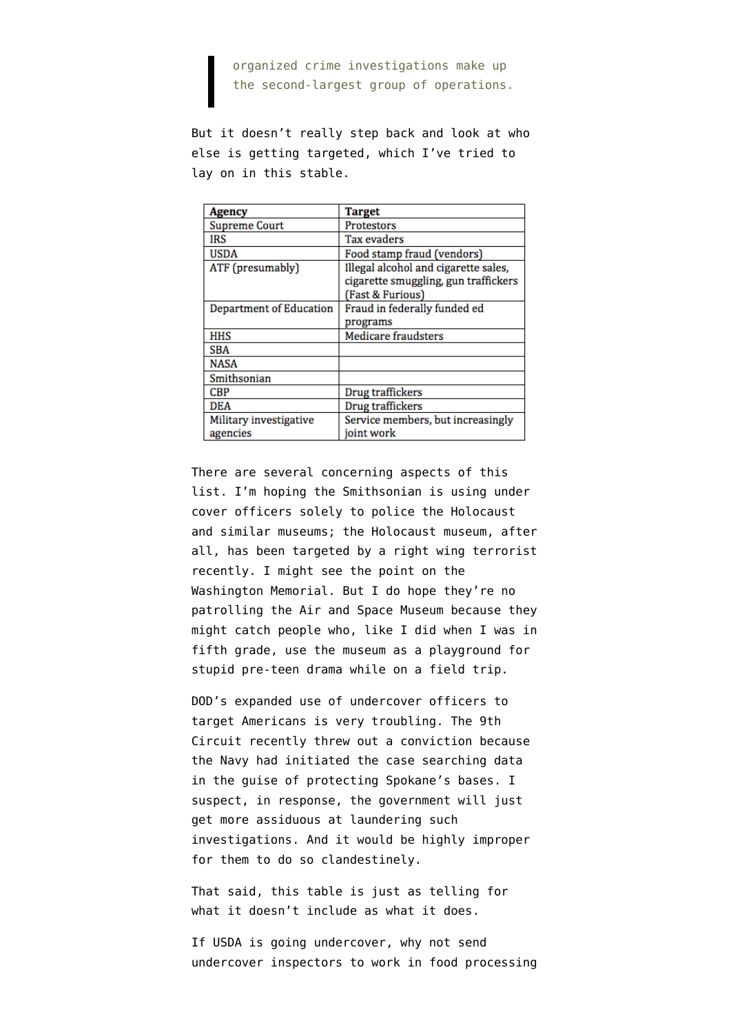> organized crime investigations make up the second-largest group of operations.

But it doesn't really step back and look at who else is getting targeted, which I've tried to lay on in this stable.

| Agency | Target |
|---|---|
| Supreme Court | Protestors |
| IRS | Tax evaders |
| USDA | Food stamp fraud (vendors) |
| ATF (presumably) | Illegal alcohol and cigarette sales, cigarette smuggling, gun traffickers (Fast & Furious) |
| Department of Education | Fraud in federally funded ed programs |
| HHS | Medicare fraudsters |
| SBA | |
| NASA | |
| Smithsonian | |
| CBP | Drug traffickers |
| DEA | Drug traffickers |
| Military investigative agencies | Service members, but increasingly joint work |

There are several concerning aspects of this list. I'm hoping the Smithsonian is using under cover officers solely to police the Holocaust and similar museums; the Holocaust museum, after all, has been targeted by a right wing terrorist recently. I might see the point on the Washington Memorial. But I do hope they're no patrolling the Air and Space Museum because they might catch people who, like I did when I was in fifth grade, use the museum as a playground for stupid pre-teen drama while on a field trip.

DOD's expanded use of undercover officers to target Americans is very troubling. The 9th Circuit recently threw out a conviction because the Navy had initiated the case searching data in the guise of protecting Spokane's bases. I suspect, in response, the government will just get more assiduous at laundering such investigations. And it would be highly improper for them to do so clandestinely.

That said, this table is just as telling for what it doesn't include as what it does.

If USDA is going undercover, why not send undercover inspectors to work in food processing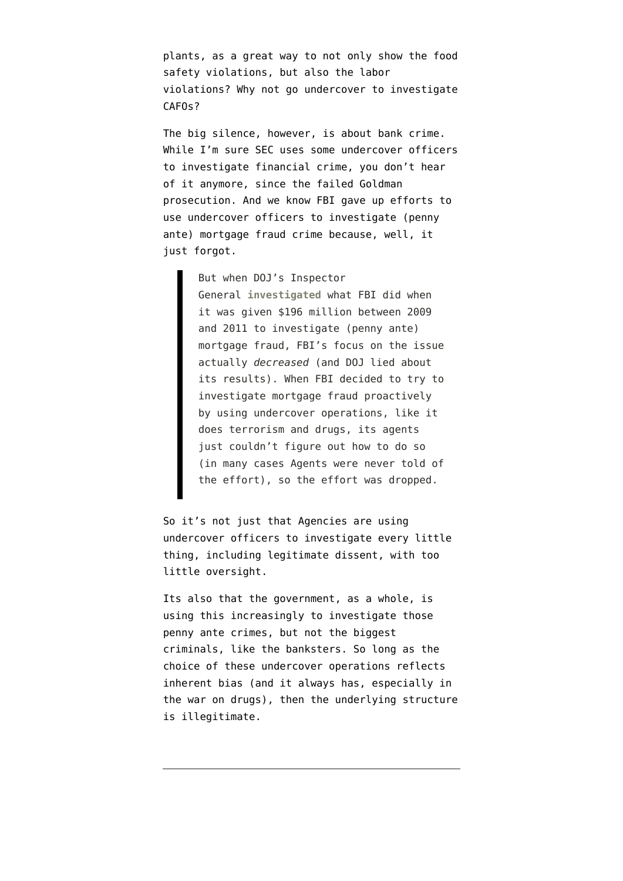plants, as a great way to not only show the food safety violations, but also the labor violations? Why not go undercover to investigate CAFOs?

The big silence, however, is about bank crime. While I'm sure SEC uses some undercover officers to investigate financial crime, you don't hear of it anymore, since the failed Goldman prosecution. And we know FBI gave up efforts to use undercover officers to investigate (penny ante) mortgage fraud crime because, well, it just forgot.

> But when DOJ's Inspector General **investigated** what FBI did when it was given $196 million between 2009 and 2011 to investigate (penny ante) mortgage fraud, FBI's focus on the issue actually *decreased* (and DOJ lied about its results). When FBI decided to try to investigate mortgage fraud proactively by using undercover operations, like it does terrorism and drugs, its agents just couldn't figure out how to do so (in many cases Agents were never told of the effort), so the effort was dropped.

So it's not just that Agencies are using undercover officers to investigate every little thing, including legitimate dissent, with too little oversight.

Its also that the government, as a whole, is using this increasingly to investigate those penny ante crimes, but not the biggest criminals, like the banksters. So long as the choice of these undercover operations reflects inherent bias (and it always has, especially in the war on drugs), then the underlying structure is illegitimate.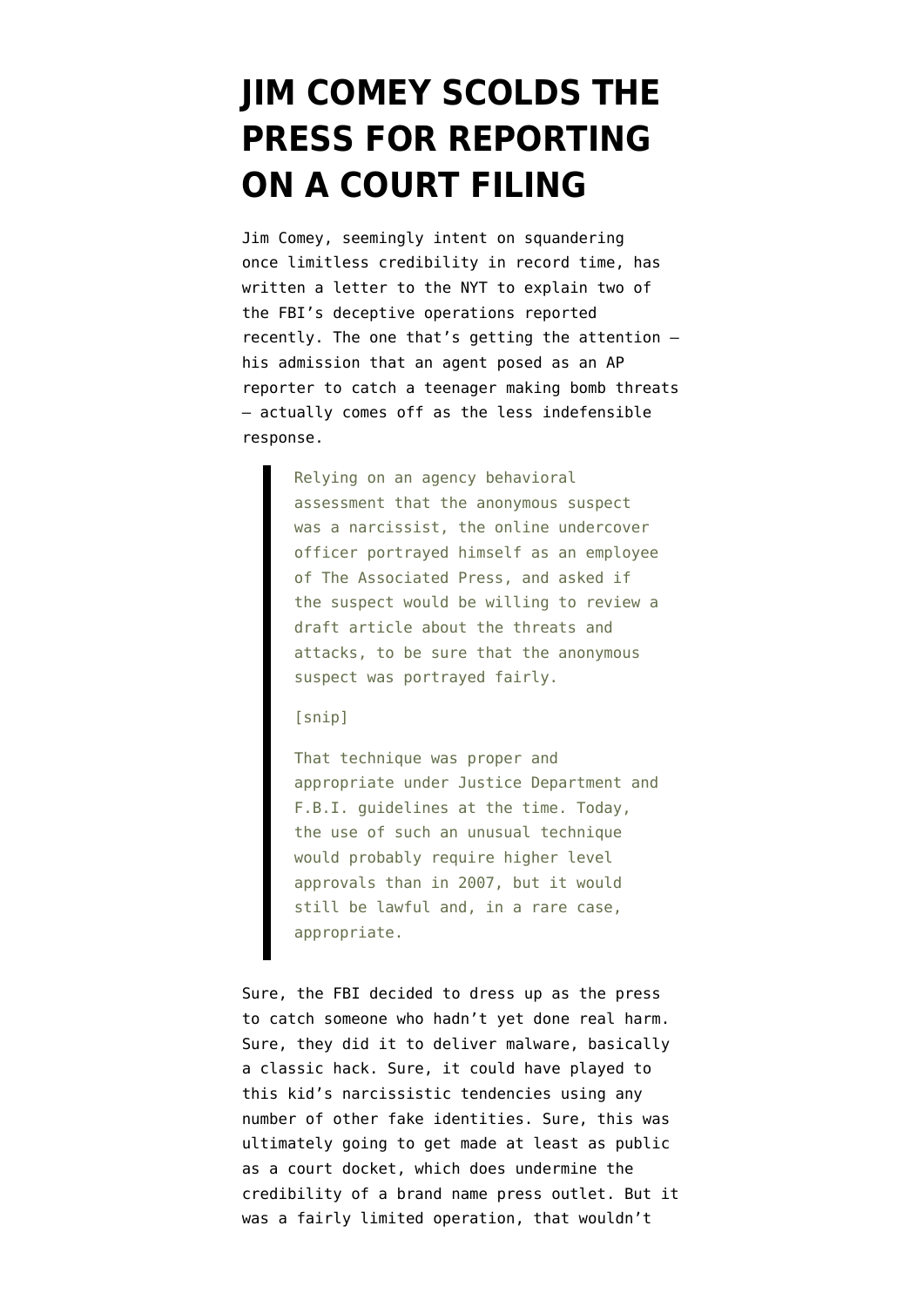# JIM COMEY SCOLDS THE PRESS FOR REPORTING ON A COURT FILING

Jim Comey, seemingly intent on squandering once limitless credibility in record time, has written a letter to the NYT to explain two of the FBI's deceptive operations reported recently. The one that's getting the attention — his admission that an agent posed as an AP reporter to catch a teenager making bomb threats — actually comes off as the less indefensible response.

> Relying on an agency behavioral assessment that the anonymous suspect was a narcissist, the online undercover officer portrayed himself as an employee of The Associated Press, and asked if the suspect would be willing to review a draft article about the threats and attacks, to be sure that the anonymous suspect was portrayed fairly.
>
> [snip]
>
> That technique was proper and appropriate under Justice Department and F.B.I. guidelines at the time. Today, the use of such an unusual technique would probably require higher level approvals than in 2007, but it would still be lawful and, in a rare case, appropriate.

Sure, the FBI decided to dress up as the press to catch someone who hadn't yet done real harm. Sure, they did it to deliver malware, basically a classic hack. Sure, it could have played to this kid's narcissistic tendencies using any number of other fake identities. Sure, this was ultimately going to get made at least as public as a court docket, which does undermine the credibility of a brand name press outlet. But it was a fairly limited operation, that wouldn't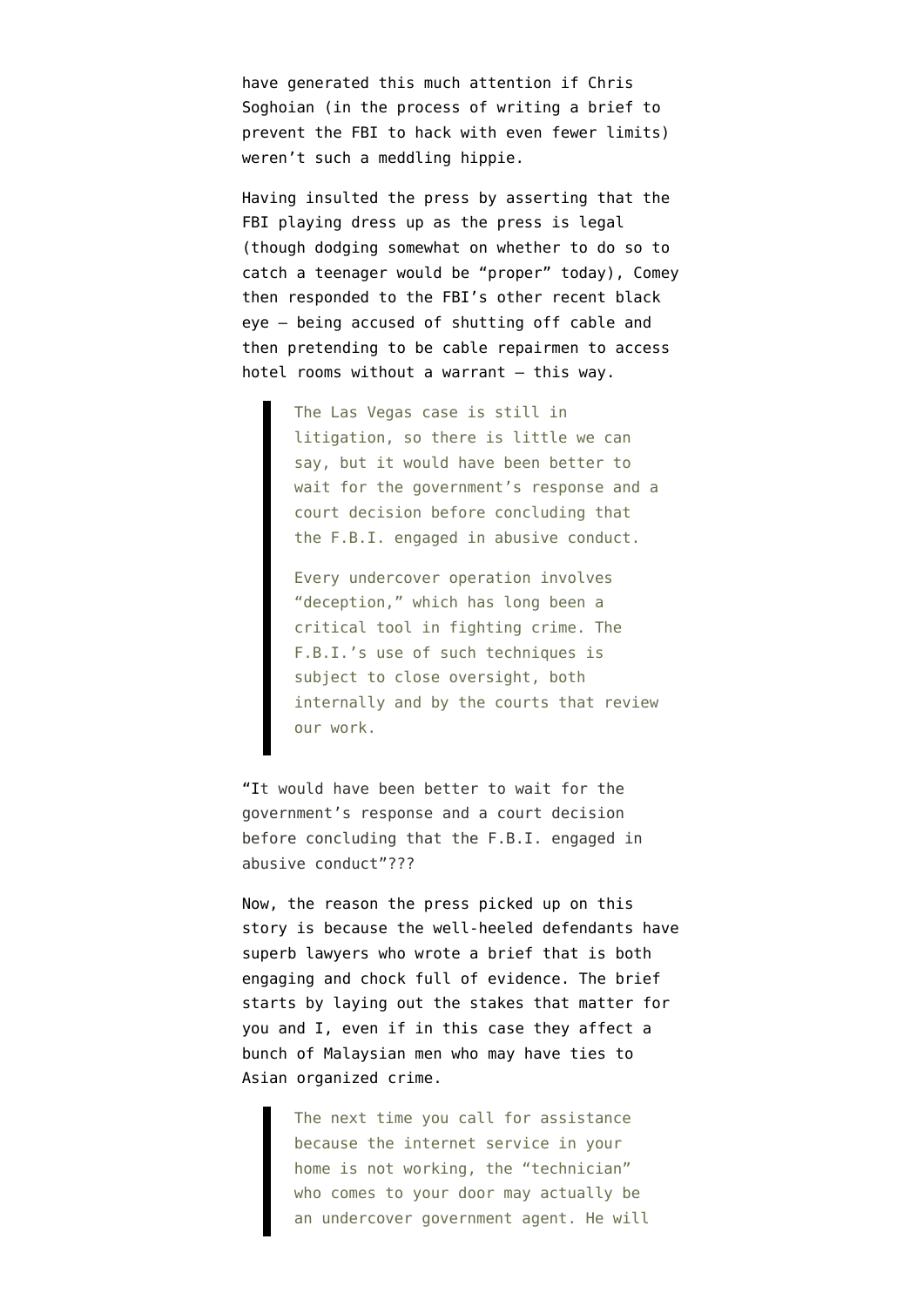have generated this much attention if Chris Soghoian (in the process of writing a brief to prevent the FBI to hack with even fewer limits) weren't such a meddling hippie.

Having insulted the press by asserting that the FBI playing dress up as the press is legal (though dodging somewhat on whether to do so to catch a teenager would be "proper" today), Comey then responded to the FBI's other recent black eye — being accused of shutting off cable and then pretending to be cable repairmen to access hotel rooms without a warrant — this way.

> The Las Vegas case is still in litigation, so there is little we can say, but it would have been better to wait for the government's response and a court decision before concluding that the F.B.I. engaged in abusive conduct.
>
> Every undercover operation involves "deception," which has long been a critical tool in fighting crime. The F.B.I.'s use of such techniques is subject to close oversight, both internally and by the courts that review our work.

"It would have been better to wait for the government's response and a court decision before concluding that the F.B.I. engaged in abusive conduct"???

Now, the reason the press picked up on this story is because the well-heeled defendants have superb lawyers who wrote a brief that is both engaging and chock full of evidence. The brief starts by laying out the stakes that matter for you and I, even if in this case they affect a bunch of Malaysian men who may have ties to Asian organized crime.

> The next time you call for assistance because the internet service in your home is not working, the "technician" who comes to your door may actually be an undercover government agent. He will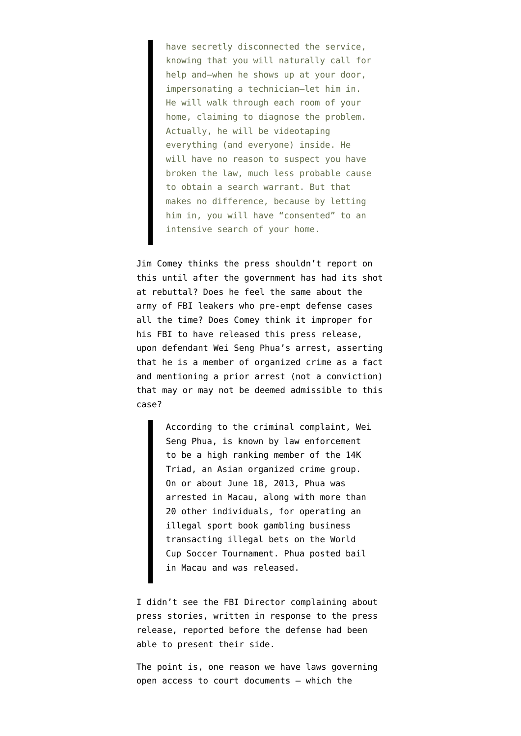> have secretly disconnected the service, knowing that you will naturally call for help and—when he shows up at your door, impersonating a technician—let him in. He will walk through each room of your home, claiming to diagnose the problem. Actually, he will be videotaping everything (and everyone) inside. He will have no reason to suspect you have broken the law, much less probable cause to obtain a search warrant. But that makes no difference, because by letting him in, you will have "consented" to an intensive search of your home.

Jim Comey thinks the press shouldn't report on this until after the government has had its shot at rebuttal? Does he feel the same about the army of FBI leakers who pre-empt defense cases all the time? Does Comey think it improper for his FBI to have released this press release, upon defendant Wei Seng Phua's arrest, asserting that he is a member of organized crime as a fact and mentioning a prior arrest (not a conviction) that may or may not be deemed admissible to this case?

> According to the criminal complaint, Wei Seng Phua, is known by law enforcement to be a high ranking member of the 14K Triad, an Asian organized crime group. On or about June 18, 2013, Phua was arrested in Macau, along with more than 20 other individuals, for operating an illegal sport book gambling business transacting illegal bets on the World Cup Soccer Tournament. Phua posted bail in Macau and was released.

I didn't see the FBI Director complaining about press stories, written in response to the press release, reported before the defense had been able to present their side.

The point is, one reason we have laws governing open access to court documents — which the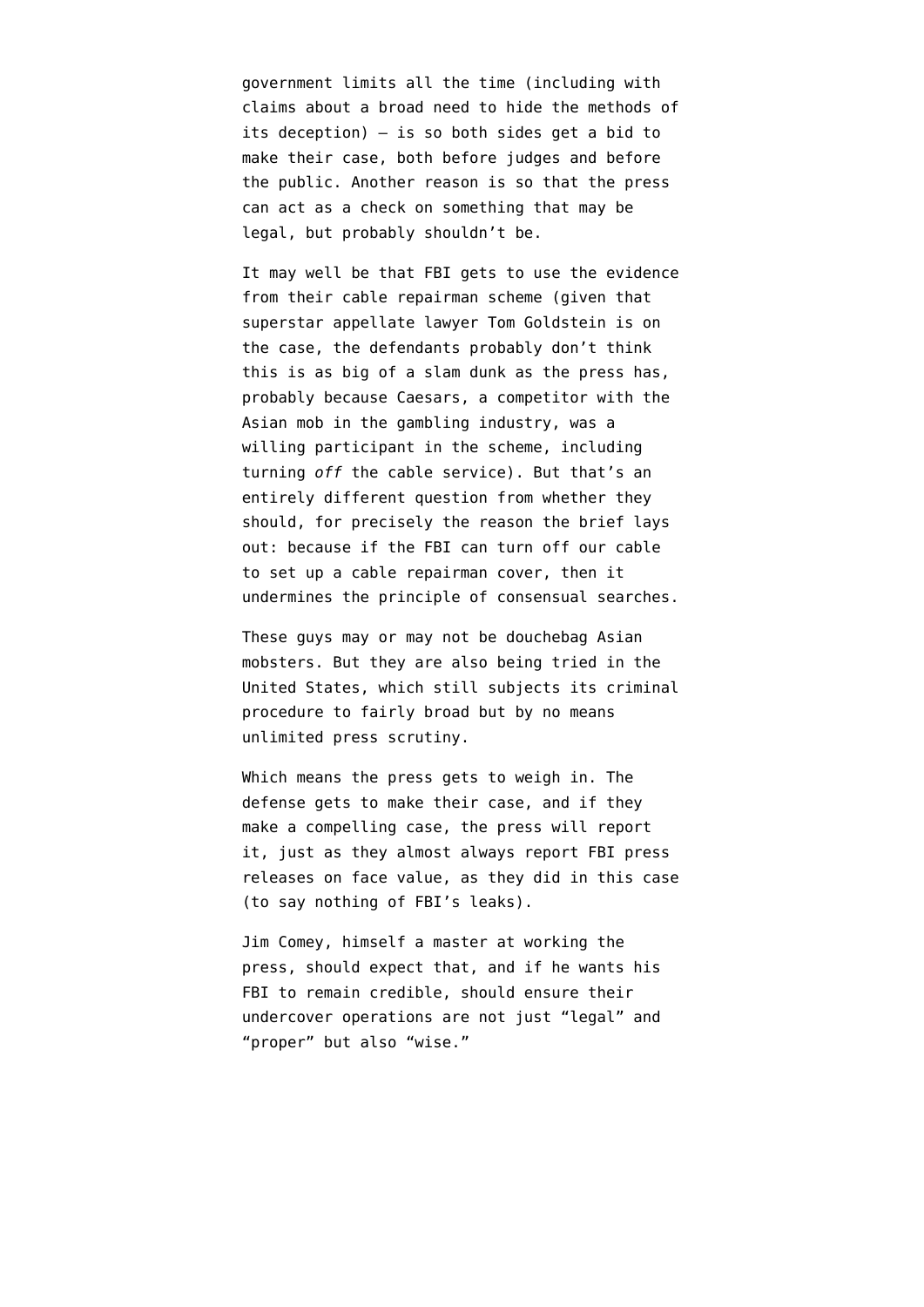government limits all the time (including with claims about a broad need to hide the methods of its deception) — is so both sides get a bid to make their case, both before judges and before the public. Another reason is so that the press can act as a check on something that may be legal, but probably shouldn't be.

It may well be that FBI gets to use the evidence from their cable repairman scheme (given that superstar appellate lawyer Tom Goldstein is on the case, the defendants probably don't think this is as big of a slam dunk as the press has, probably because Caesars, a competitor with the Asian mob in the gambling industry, was a willing participant in the scheme, including turning *off* the cable service). But that's an entirely different question from whether they should, for precisely the reason the brief lays out: because if the FBI can turn off our cable to set up a cable repairman cover, then it undermines the principle of consensual searches.

These guys may or may not be douchebag Asian mobsters. But they are also being tried in the United States, which still subjects its criminal procedure to fairly broad but by no means unlimited press scrutiny.

Which means the press gets to weigh in. The defense gets to make their case, and if they make a compelling case, the press will report it, just as they almost always report FBI press releases on face value, as they did in this case (to say nothing of FBI's leaks).

Jim Comey, himself a master at working the press, should expect that, and if he wants his FBI to remain credible, should ensure their undercover operations are not just "legal" and "proper" but also "wise."